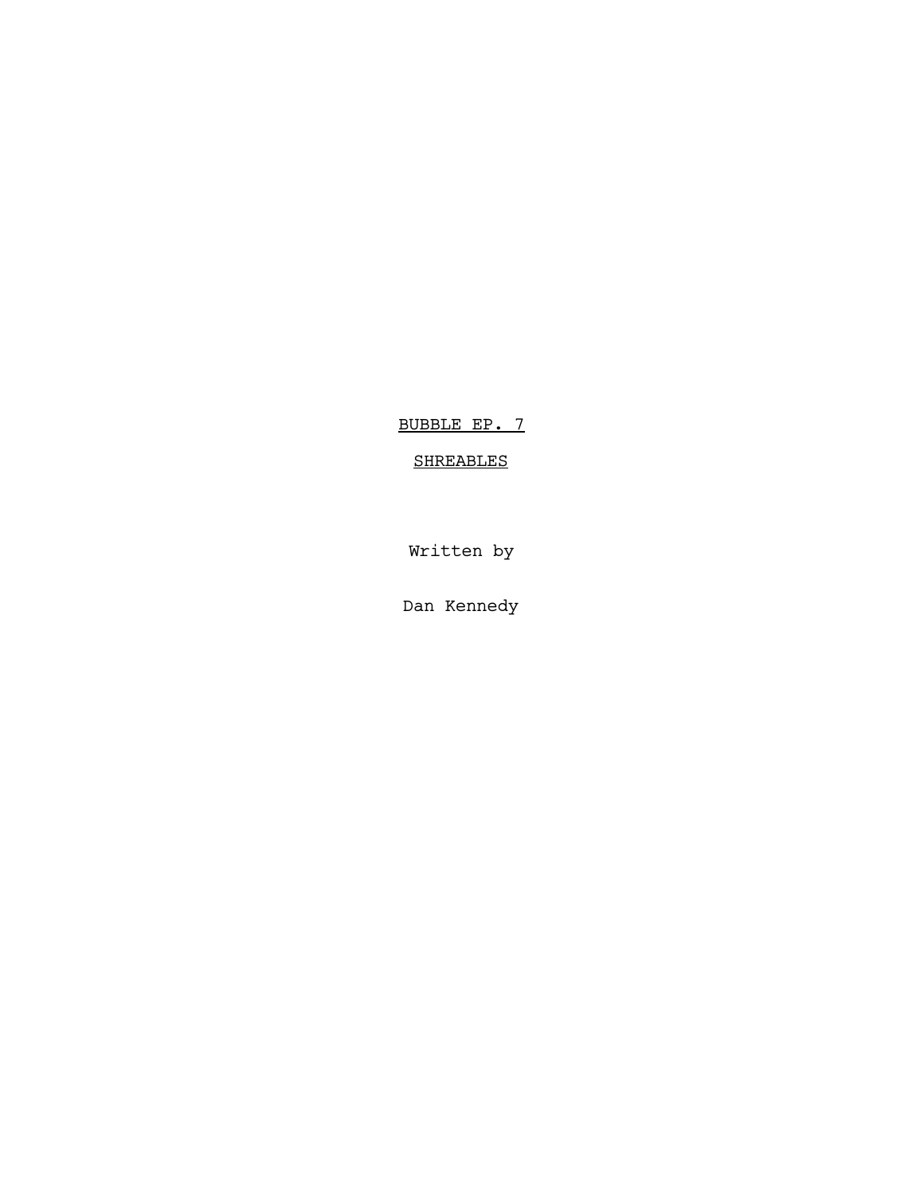# BUBBLE EP. 7

## SHREABLES

Written by

Dan Kennedy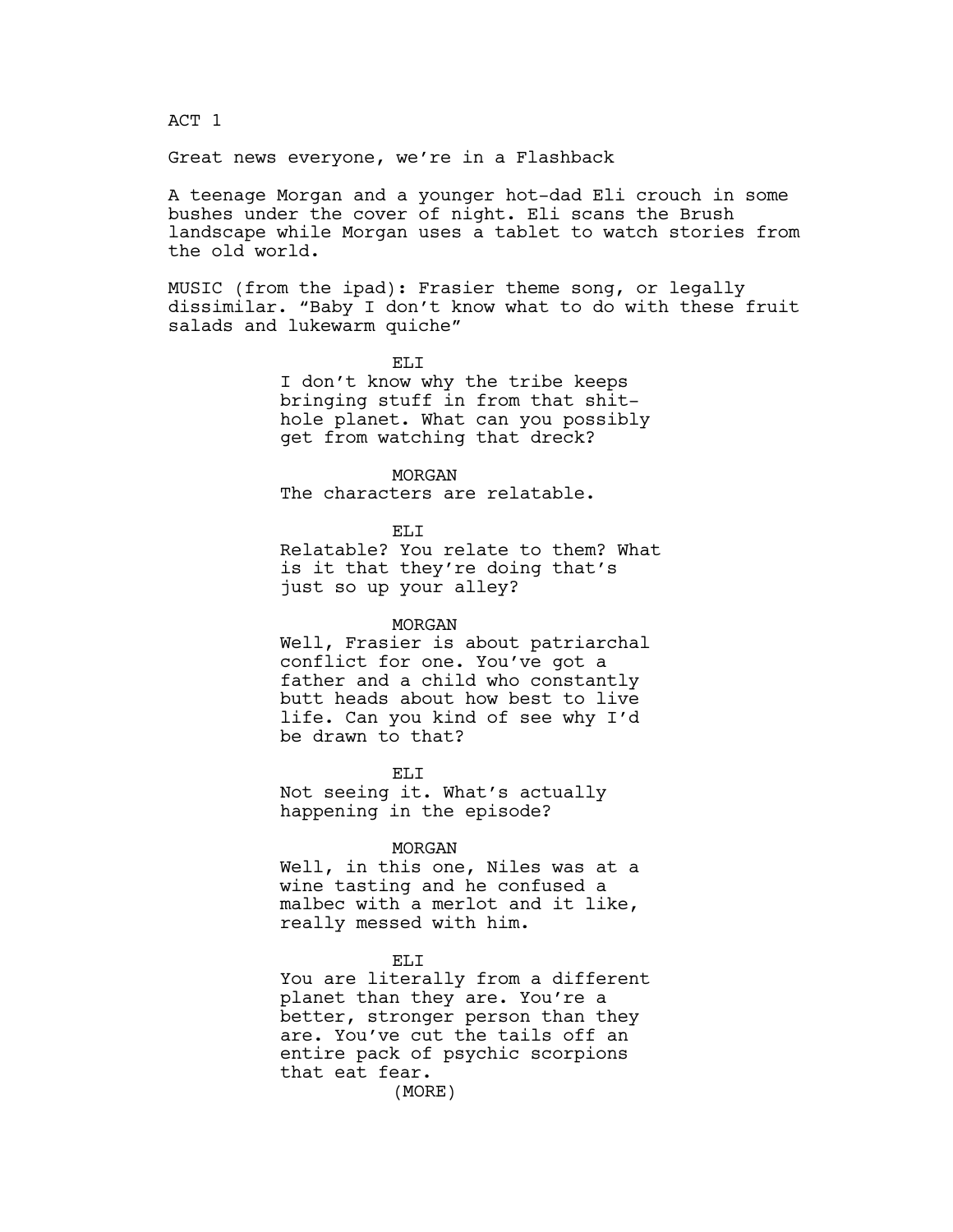ACT 1

Great news everyone, we're in a Flashback

A teenage Morgan and a younger hot-dad Eli crouch in some bushes under the cover of night. Eli scans the Brush landscape while Morgan uses a tablet to watch stories from the old world.

MUSIC (from the ipad): Frasier theme song, or legally dissimilar. "Baby I don't know what to do with these fruit salads and lukewarm quiche"

ELI

I don't know why the tribe keeps bringing stuff in from that shit-hole planet. What can you possibly get from watching that dreck?

MORGAN

The characters are relatable.

ELI

Relatable? You relate to them? What is it that they're doing that's just so up your alley?

MORGAN

Well, Frasier is about patriarchal conflict for one. You've got a father and a child who constantly butt heads about how best to live life. Can you kind of see why I'd be drawn to that?

ELI

Not seeing it. What's actually happening in the episode?

MORGAN

Well, in this one, Niles was at a wine tasting and he confused a malbec with a merlot and it like, really messed with him.

ELI

You are literally from a different planet than they are. You're a better, stronger person than they are. You've cut the tails off an entire pack of psychic scorpions that eat fear.

(MORE)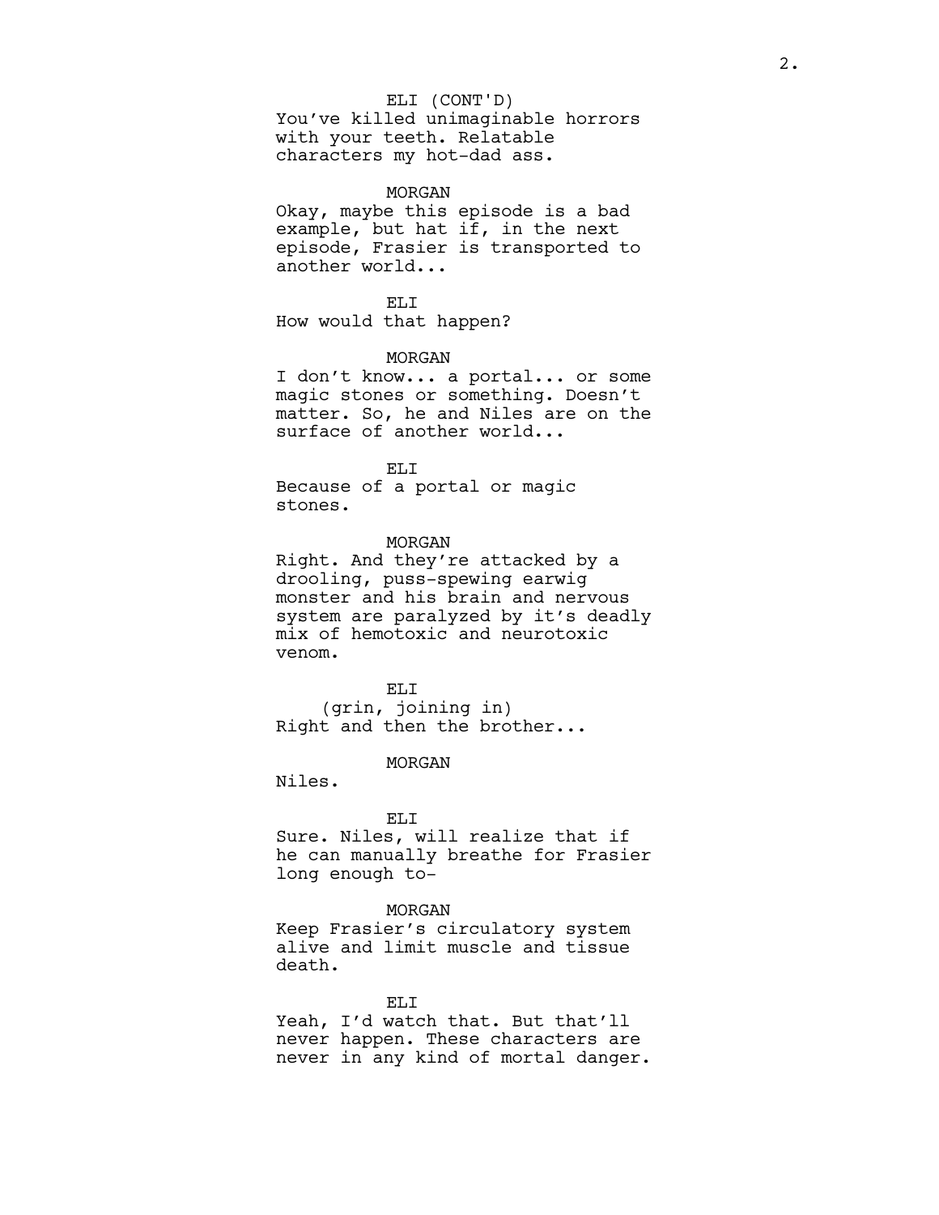ELI (CONT'D)
You've killed unimaginable horrors with your teeth. Relatable characters my hot-dad ass.

MORGAN
Okay, maybe this episode is a bad example, but hat if, in the next episode, Frasier is transported to another world...

ELI
How would that happen?

MORGAN
I don't know... a portal... or some magic stones or something. Doesn't matter. So, he and Niles are on the surface of another world...

ELI
Because of a portal or magic stones.

MORGAN
Right. And they're attacked by a drooling, puss-spewing earwig monster and his brain and nervous system are paralyzed by it's deadly mix of hemotoxic and neurotoxic venom.

ELI
(grin, joining in)
Right and then the brother...

MORGAN
Niles.

ELI
Sure. Niles, will realize that if he can manually breathe for Frasier long enough to-

MORGAN
Keep Frasier's circulatory system alive and limit muscle and tissue death.

ELI
Yeah, I'd watch that. But that'll never happen. These characters are never in any kind of mortal danger.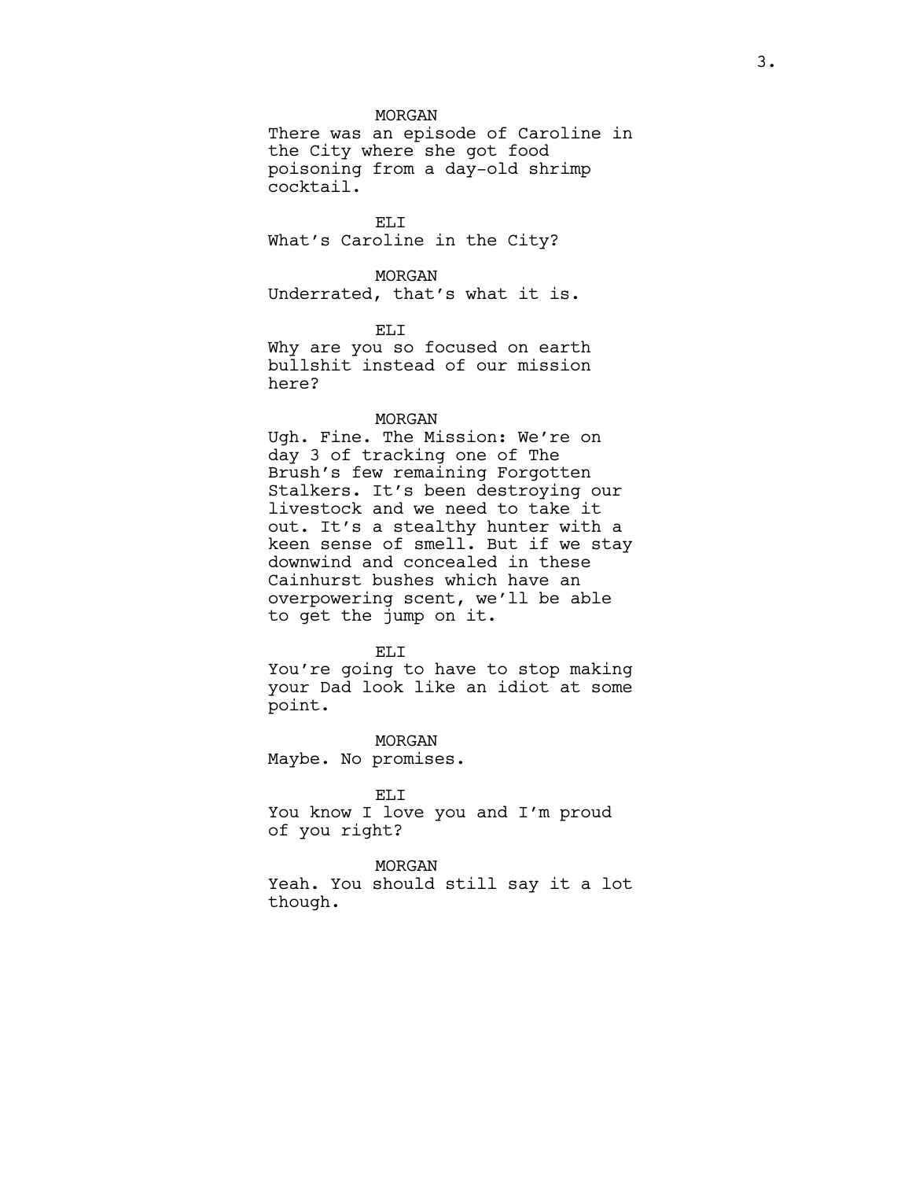MORGAN

There was an episode of Caroline in the City where she got food poisoning from a day-old shrimp cocktail.

ELI

What's Caroline in the City?

MORGAN

Underrated, that's what it is.

ELI

Why are you so focused on earth bullshit instead of our mission here?

MORGAN

Ugh. Fine. The Mission: We're on day 3 of tracking one of The Brush's few remaining Forgotten Stalkers. It's been destroying our livestock and we need to take it out. It's a stealthy hunter with a keen sense of smell. But if we stay downwind and concealed in these Cainhurst bushes which have an overpowering scent, we'll be able to get the jump on it.

ELI

You're going to have to stop making your Dad look like an idiot at some point.

MORGAN

Maybe. No promises.

ELI

You know I love you and I'm proud of you right?

MORGAN

Yeah. You should still say it a lot though.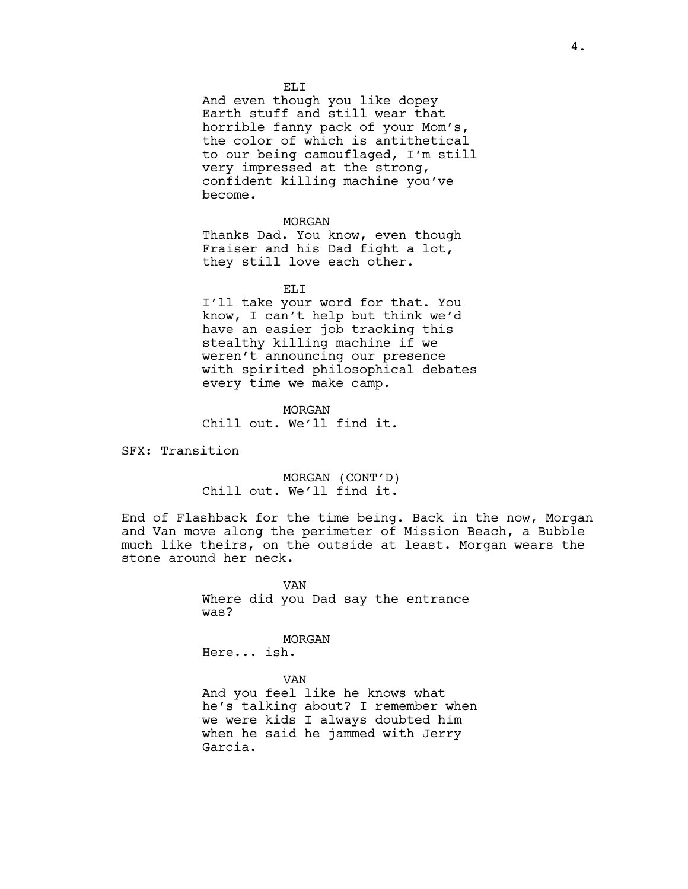ELI

And even though you like dopey Earth stuff and still wear that horrible fanny pack of your Mom's, the color of which is antithetical to our being camouflaged, I'm still very impressed at the strong, confident killing machine you've become.

MORGAN

Thanks Dad. You know, even though Fraiser and his Dad fight a lot, they still love each other.

ELI

I'll take your word for that. You know, I can't help but think we'd have an easier job tracking this stealthy killing machine if we weren't announcing our presence with spirited philosophical debates every time we make camp.

MORGAN

Chill out. We'll find it.

SFX: Transition

MORGAN (CONT'D)

Chill out. We'll find it.

End of Flashback for the time being. Back in the now, Morgan and Van move along the perimeter of Mission Beach, a Bubble much like theirs, on the outside at least. Morgan wears the stone around her neck.

VAN

Where did you Dad say the entrance was?

MORGAN

Here... ish.

VAN

And you feel like he knows what he's talking about? I remember when we were kids I always doubted him when he said he jammed with Jerry Garcia.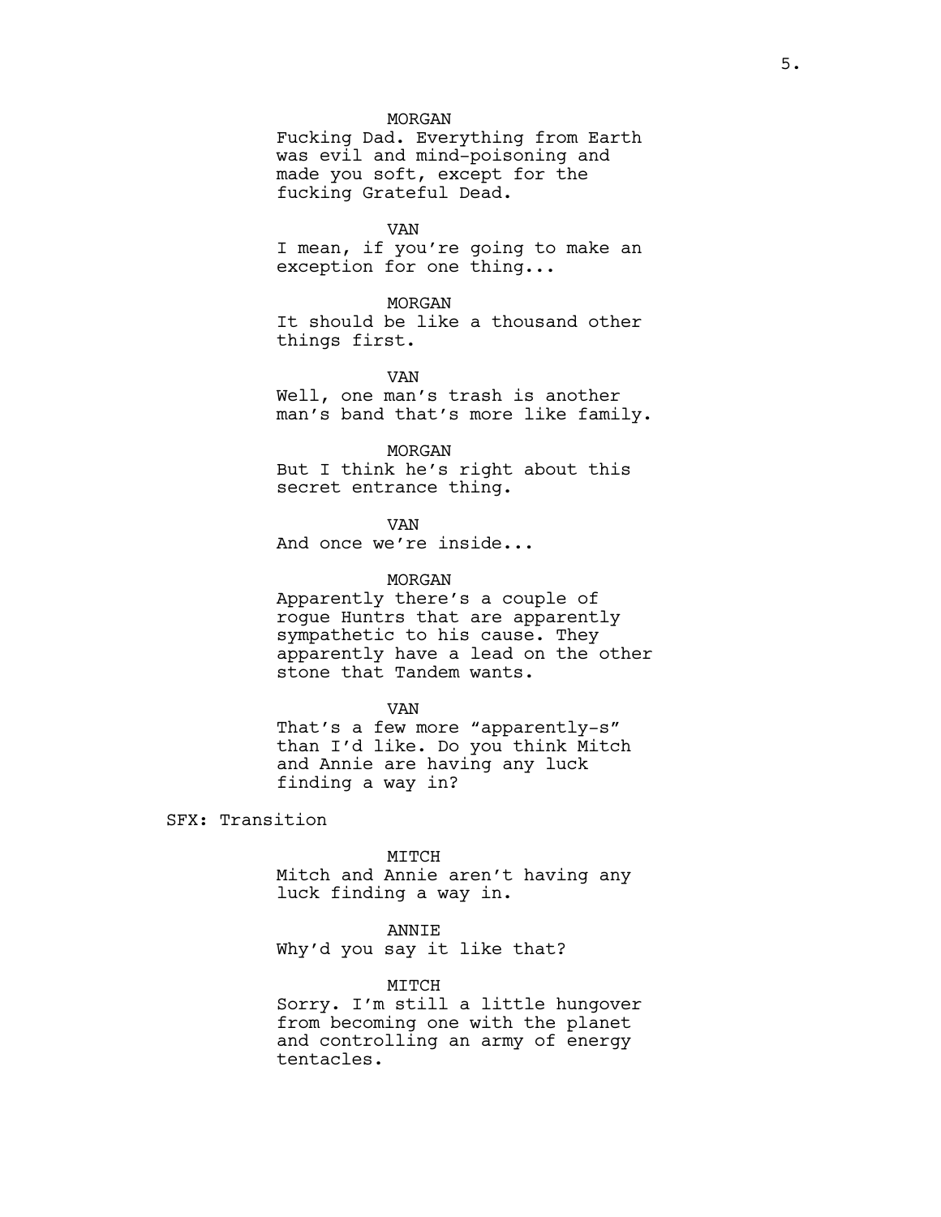MORGAN

Fucking Dad. Everything from Earth was evil and mind-poisoning and made you soft, except for the fucking Grateful Dead.

VAN

I mean, if you're going to make an exception for one thing...

MORGAN

It should be like a thousand other things first.

VAN

Well, one man's trash is another man's band that's more like family.

MORGAN

But I think he's right about this secret entrance thing.

VAN

And once we're inside...

MORGAN

Apparently there's a couple of rogue Huntrs that are apparently sympathetic to his cause. They apparently have a lead on the other stone that Tandem wants.

VAN

That's a few more "apparently-s" than I'd like. Do you think Mitch and Annie are having any luck finding a way in?

SFX: Transition

MITCH

Mitch and Annie aren't having any luck finding a way in.

ANNIE

Why'd you say it like that?

MITCH

Sorry. I'm still a little hungover from becoming one with the planet and controlling an army of energy tentacles.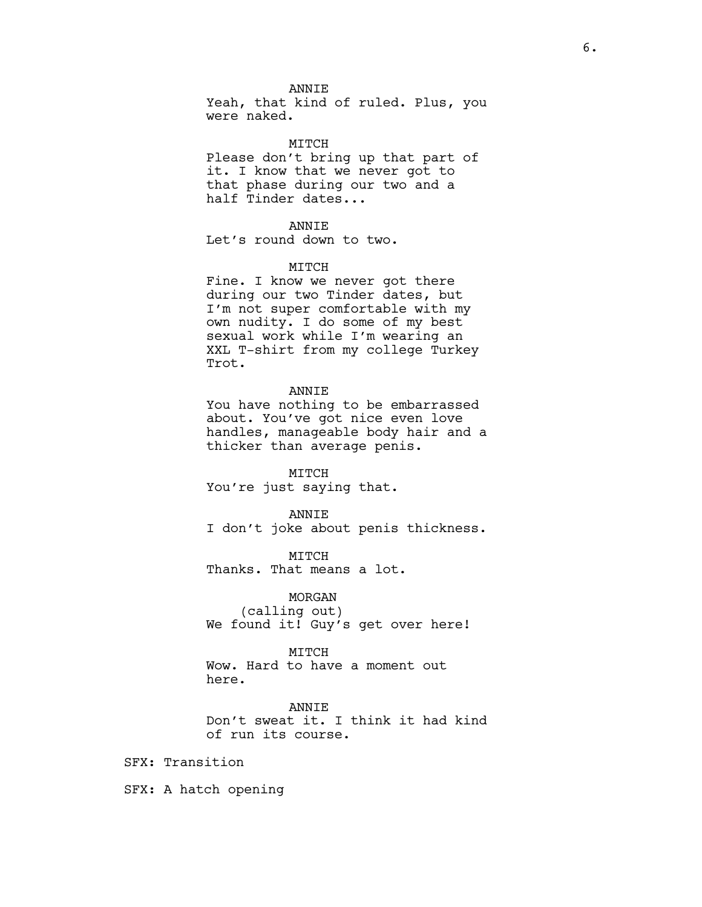ANNIE
Yeah, that kind of ruled. Plus, you were naked.

MITCH
Please don't bring up that part of it. I know that we never got to that phase during our two and a half Tinder dates...

ANNIE
Let's round down to two.

MITCH
Fine. I know we never got there during our two Tinder dates, but I'm not super comfortable with my own nudity. I do some of my best sexual work while I'm wearing an XXL T-shirt from my college Turkey Trot.

ANNIE
You have nothing to be embarrassed about. You've got nice even love handles, manageable body hair and a thicker than average penis.

MITCH
You're just saying that.

ANNIE
I don't joke about penis thickness.

MITCH
Thanks. That means a lot.

MORGAN
(calling out)
We found it! Guy's get over here!

MITCH
Wow. Hard to have a moment out here.

ANNIE
Don't sweat it. I think it had kind of run its course.

SFX: Transition

SFX: A hatch opening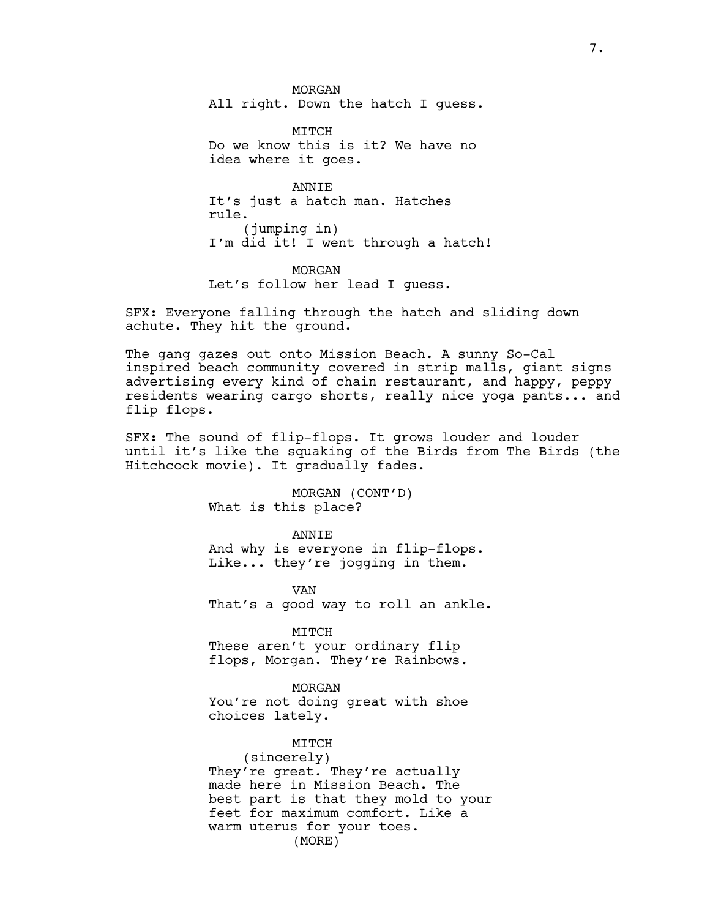MORGAN
All right. Down the hatch I guess.

MITCH
Do we know this is it? We have no idea where it goes.

ANNIE
It's just a hatch man. Hatches rule.
(jumping in)
I'm did it! I went through a hatch!

MORGAN
Let's follow her lead I guess.

SFX: Everyone falling through the hatch and sliding down achute. They hit the ground.

The gang gazes out onto Mission Beach. A sunny So-Cal inspired beach community covered in strip malls, giant signs advertising every kind of chain restaurant, and happy, peppy residents wearing cargo shorts, really nice yoga pants... and flip flops.

SFX: The sound of flip-flops. It grows louder and louder until it's like the squaking of the Birds from The Birds (the Hitchcock movie). It gradually fades.

MORGAN (CONT'D)
What is this place?

ANNIE
And why is everyone in flip-flops. Like... they're jogging in them.

VAN
That's a good way to roll an ankle.

MITCH
These aren't your ordinary flip flops, Morgan. They're Rainbows.

MORGAN
You're not doing great with shoe choices lately.

MITCH
(sincerely)
They're great. They're actually made here in Mission Beach. The best part is that they mold to your feet for maximum comfort. Like a warm uterus for your toes.
(MORE)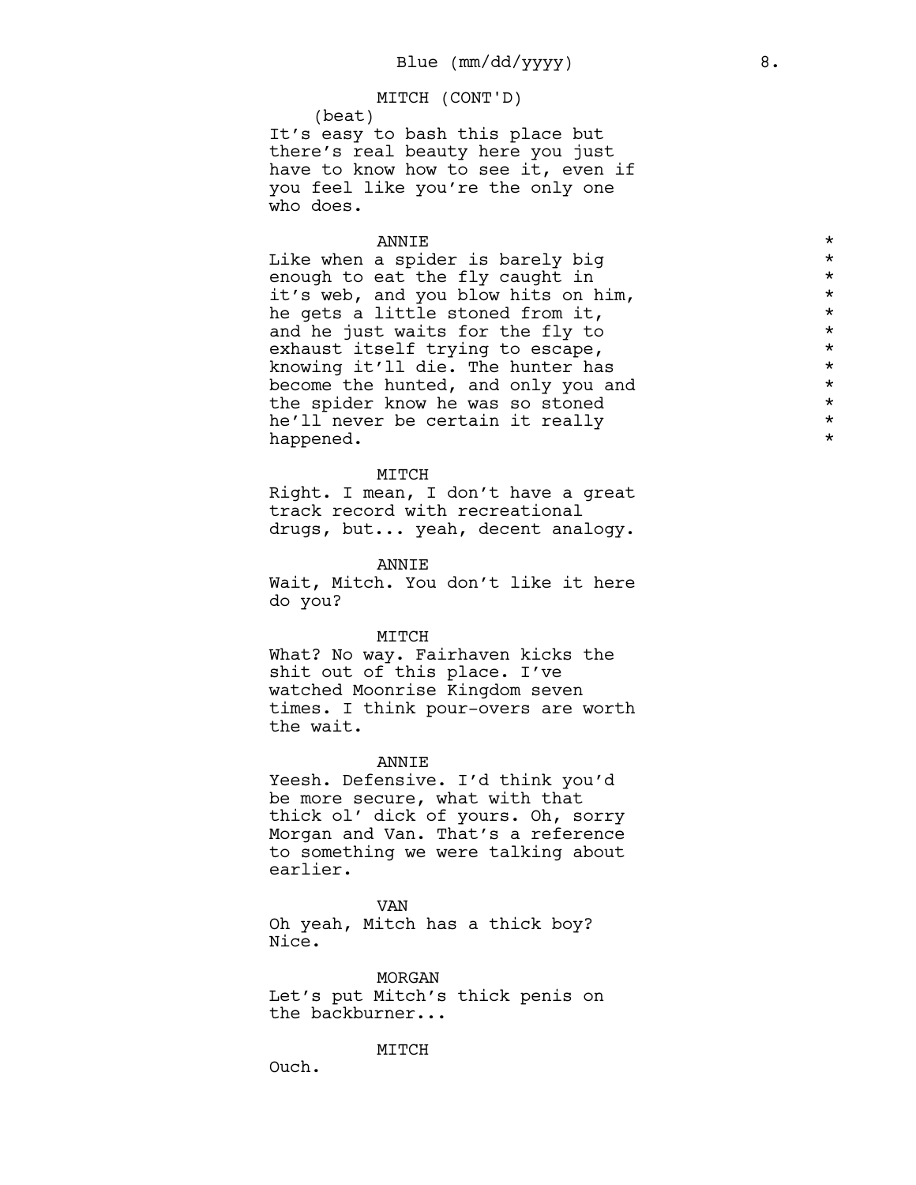MITCH (CONT'D)

(beat)

It's easy to bash this place but there's real beauty here you just have to know how to see it, even if you feel like you're the only one who does.

ANNIE

Like when a spider is barely big enough to eat the fly caught in it's web, and you blow hits on him, he gets a little stoned from it, and he just waits for the fly to exhaust itself trying to escape, knowing it'll die. The hunter has become the hunted, and only you and the spider know he was so stoned he'll never be certain it really happened.

MITCH

Right. I mean, I don't have a great track record with recreational drugs, but... yeah, decent analogy.

ANNIE

Wait, Mitch. You don't like it here do you?

MITCH

What? No way. Fairhaven kicks the shit out of this place. I've watched Moonrise Kingdom seven times. I think pour-overs are worth the wait.

ANNIE

Yeesh. Defensive. I'd think you'd be more secure, what with that thick ol' dick of yours. Oh, sorry Morgan and Van. That's a reference to something we were talking about earlier.

VAN

Oh yeah, Mitch has a thick boy? Nice.

MORGAN

Let's put Mitch's thick penis on the backburner...

MITCH

Ouch.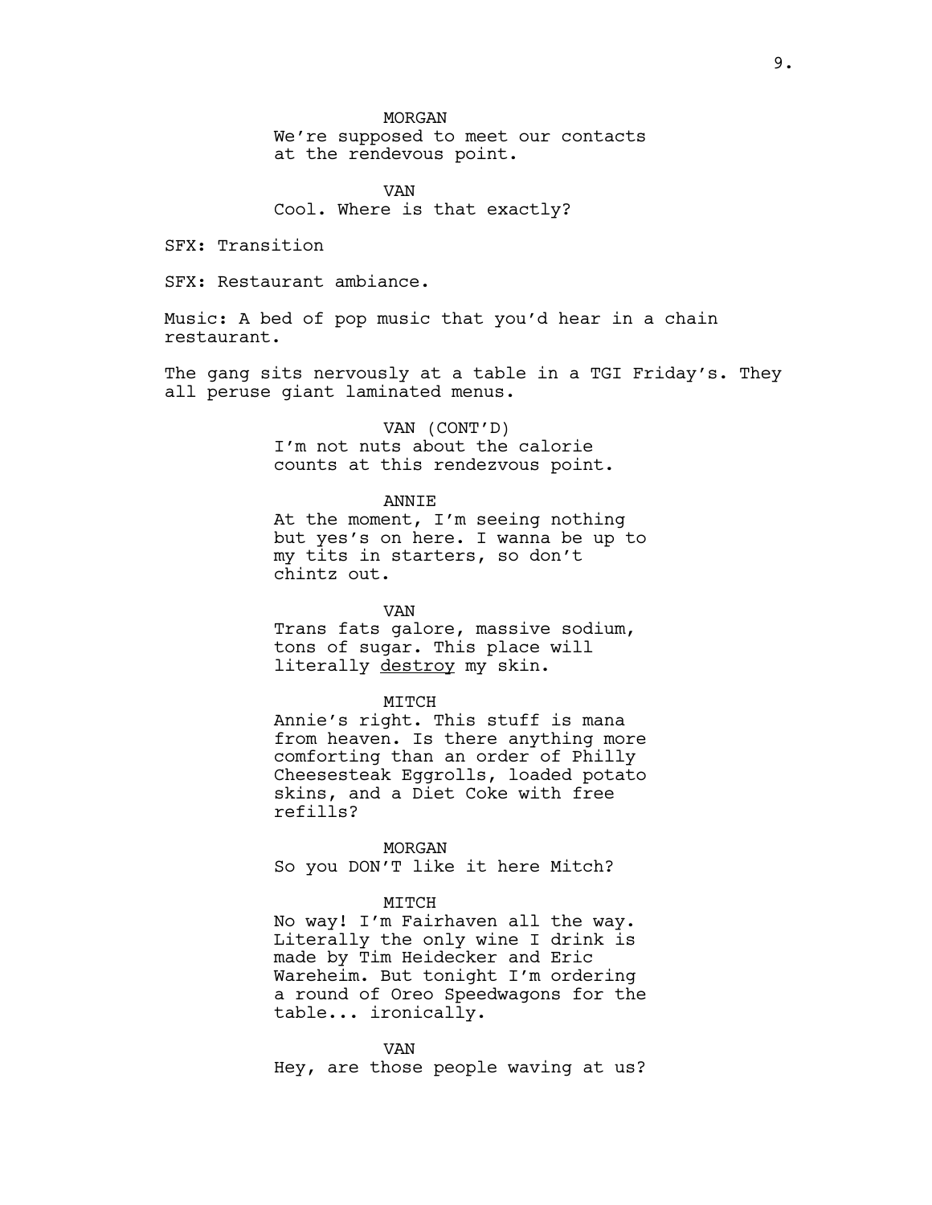MORGAN
We're supposed to meet our contacts at the rendevous point.

VAN
Cool. Where is that exactly?

SFX: Transition

SFX: Restaurant ambiance.

Music: A bed of pop music that you'd hear in a chain restaurant.

The gang sits nervously at a table in a TGI Friday's. They all peruse giant laminated menus.

VAN (CONT'D)
I'm not nuts about the calorie counts at this rendezvous point.

ANNIE
At the moment, I'm seeing nothing but yes's on here. I wanna be up to my tits in starters, so don't chintz out.

VAN
Trans fats galore, massive sodium, tons of sugar. This place will literally <u>destroy</u> my skin.

MITCH
Annie's right. This stuff is mana from heaven. Is there anything more comforting than an order of Philly Cheesesteak Eggrolls, loaded potato skins, and a Diet Coke with free refills?

MORGAN
So you DON'T like it here Mitch?

MITCH
No way! I'm Fairhaven all the way. Literally the only wine I drink is made by Tim Heidecker and Eric Wareheim. But tonight I'm ordering a round of Oreo Speedwagons for the table... ironically.

VAN
Hey, are those people waving at us?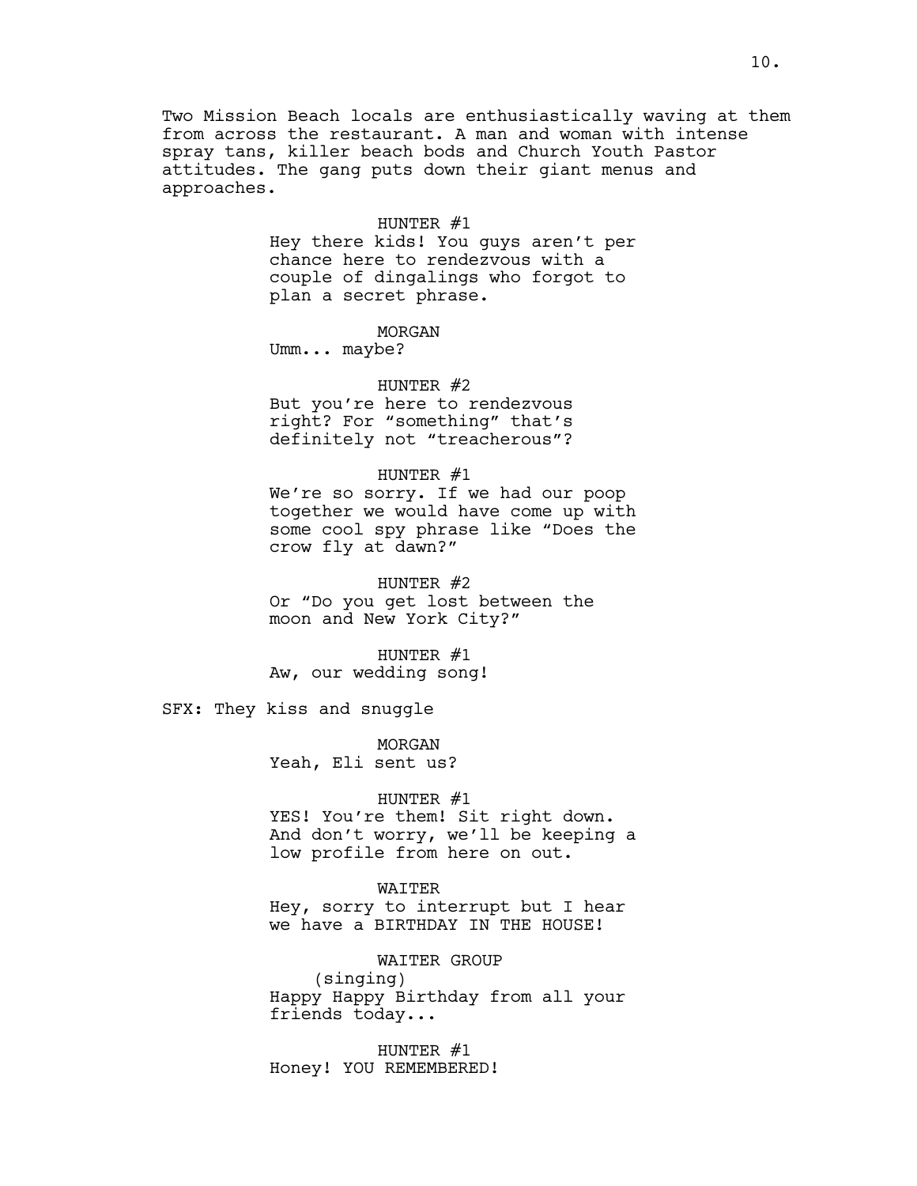Two Mission Beach locals are enthusiastically waving at them from across the restaurant. A man and woman with intense spray tans, killer beach bods and Church Youth Pastor attitudes. The gang puts down their giant menus and approaches.

HUNTER #1

Hey there kids! You guys aren't per chance here to rendezvous with a couple of dingalings who forgot to plan a secret phrase.

MORGAN

Umm... maybe?

HUNTER #2

But you're here to rendezvous right? For "something" that's definitely not "treacherous"?

HUNTER #1

We're so sorry. If we had our poop together we would have come up with some cool spy phrase like "Does the crow fly at dawn?"

HUNTER #2

Or "Do you get lost between the moon and New York City?"

HUNTER #1

Aw, our wedding song!

SFX: They kiss and snuggle

MORGAN

Yeah, Eli sent us?

HUNTER #1

YES! You're them! Sit right down. And don't worry, we'll be keeping a low profile from here on out.

WAITER

Hey, sorry to interrupt but I hear we have a BIRTHDAY IN THE HOUSE!

WAITER GROUP

(singing)

Happy Happy Birthday from all your friends today...

HUNTER #1

Honey! YOU REMEMBERED!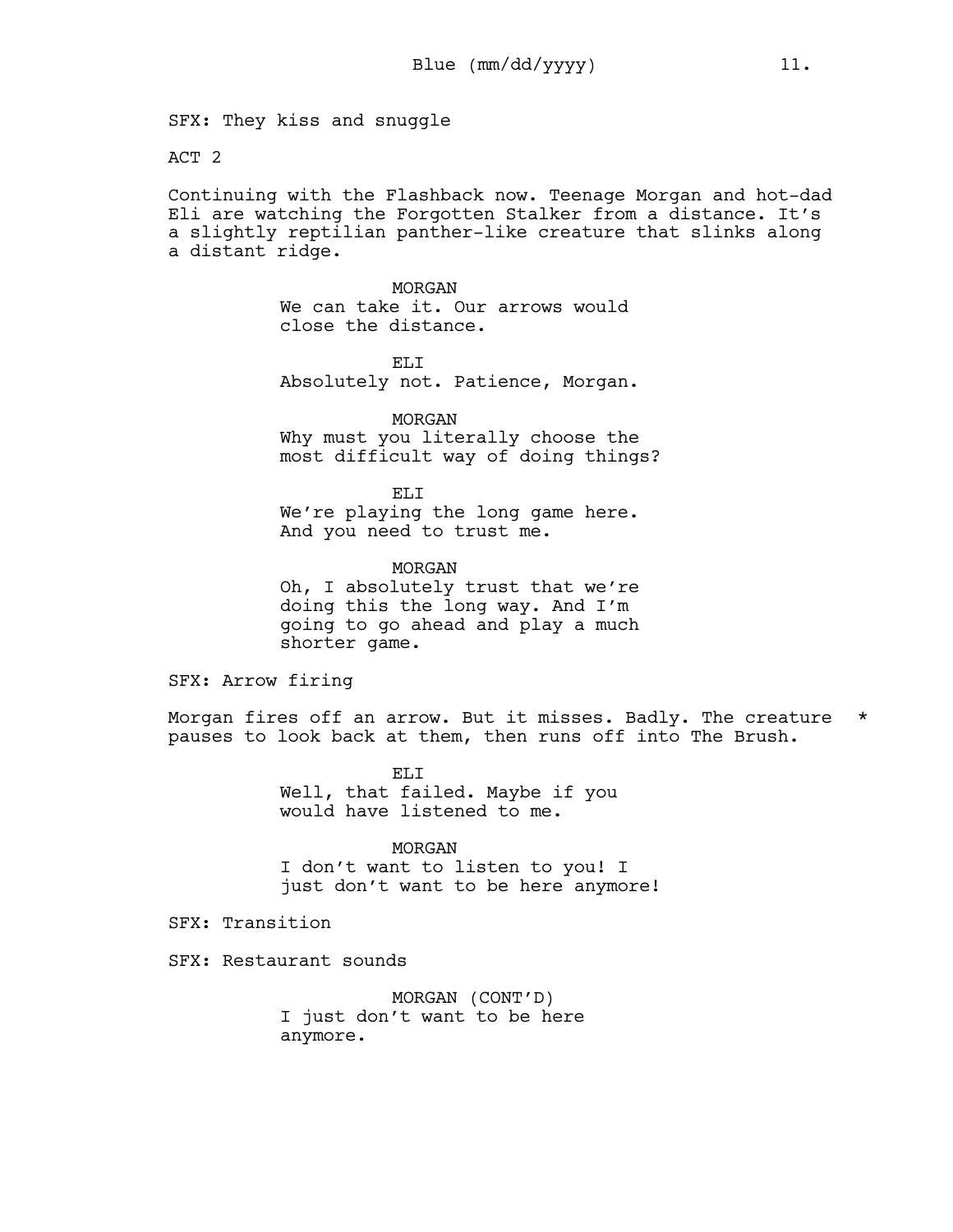SFX: They kiss and snuggle

ACT 2

Continuing with the Flashback now. Teenage Morgan and hot-dad Eli are watching the Forgotten Stalker from a distance. It's a slightly reptilian panther-like creature that slinks along a distant ridge.

MORGAN
We can take it. Our arrows would close the distance.

ELI
Absolutely not. Patience, Morgan.

MORGAN
Why must you literally choose the most difficult way of doing things?

ELI
We're playing the long game here. And you need to trust me.

MORGAN
Oh, I absolutely trust that we're doing this the long way. And I'm going to go ahead and play a much shorter game.

SFX: Arrow firing

Morgan fires off an arrow. But it misses. Badly. The creature pauses to look back at them, then runs off into The Brush. *

ELI
Well, that failed. Maybe if you would have listened to me.

MORGAN
I don't want to listen to you! I just don't want to be here anymore!

SFX: Transition

SFX: Restaurant sounds

MORGAN (CONT'D)
I just don't want to be here anymore.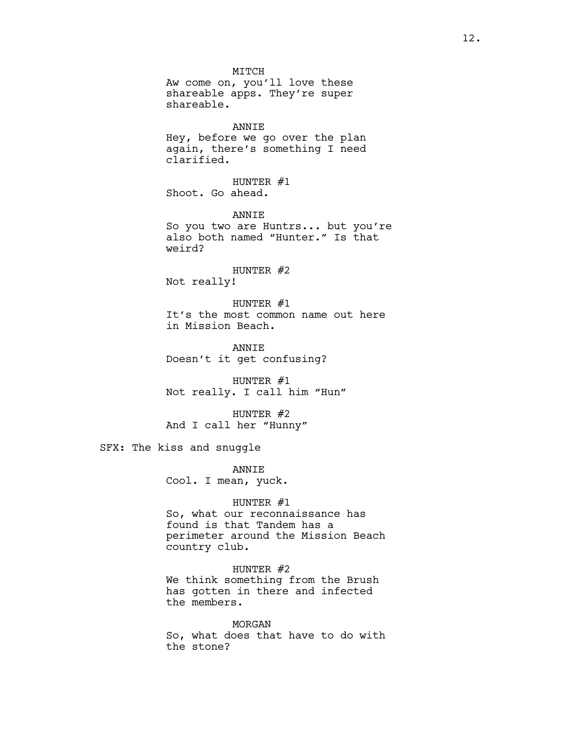MITCH
Aw come on, you'll love these shareable apps. They're super shareable.

ANNIE
Hey, before we go over the plan again, there's something I need clarified.

HUNTER #1
Shoot. Go ahead.

ANNIE
So you two are Huntrs... but you're also both named "Hunter." Is that weird?

HUNTER #2
Not really!

HUNTER #1
It's the most common name out here in Mission Beach.

ANNIE
Doesn't it get confusing?

HUNTER #1
Not really. I call him "Hun"

HUNTER #2
And I call her "Hunny"

SFX: The kiss and snuggle

ANNIE
Cool. I mean, yuck.

HUNTER #1
So, what our reconnaissance has found is that Tandem has a perimeter around the Mission Beach country club.

HUNTER #2
We think something from the Brush has gotten in there and infected the members.

MORGAN
So, what does that have to do with the stone?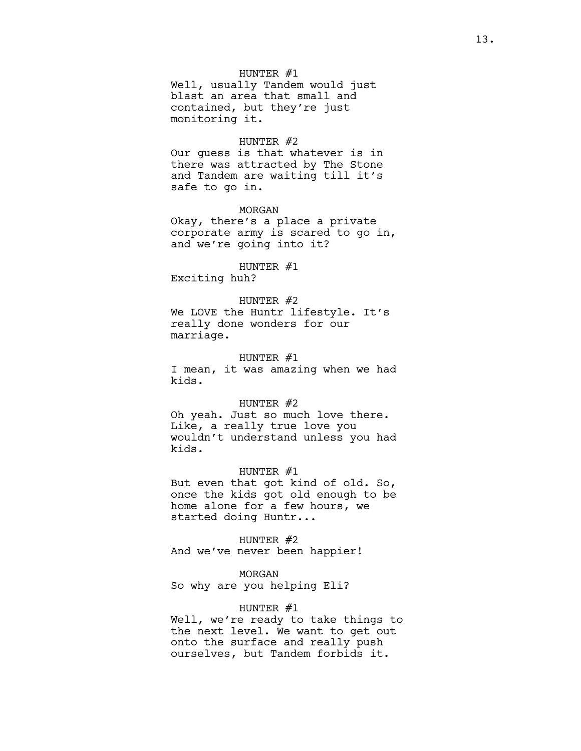HUNTER #1
Well, usually Tandem would just blast an area that small and contained, but they're just monitoring it.

HUNTER #2
Our guess is that whatever is in there was attracted by The Stone and Tandem are waiting till it's safe to go in.

MORGAN
Okay, there's a place a private corporate army is scared to go in, and we're going into it?

HUNTER #1
Exciting huh?

HUNTER #2
We LOVE the Huntr lifestyle. It's really done wonders for our marriage.

HUNTER #1
I mean, it was amazing when we had kids.

HUNTER #2
Oh yeah. Just so much love there. Like, a really true love you wouldn't understand unless you had kids.

HUNTER #1
But even that got kind of old. So, once the kids got old enough to be home alone for a few hours, we started doing Huntr...

HUNTER #2
And we've never been happier!

MORGAN
So why are you helping Eli?

HUNTER #1
Well, we're ready to take things to the next level. We want to get out onto the surface and really push ourselves, but Tandem forbids it.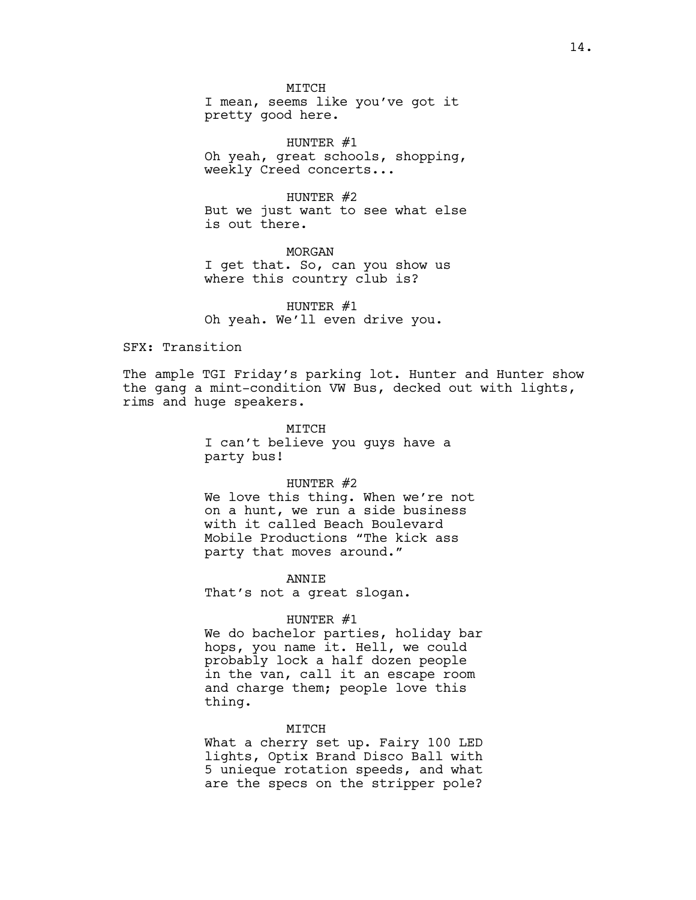MITCH
I mean, seems like you've got it pretty good here.

HUNTER #1
Oh yeah, great schools, shopping, weekly Creed concerts...

HUNTER #2
But we just want to see what else is out there.

MORGAN
I get that. So, can you show us where this country club is?

HUNTER #1
Oh yeah. We'll even drive you.

SFX: Transition

The ample TGI Friday's parking lot. Hunter and Hunter show the gang a mint-condition VW Bus, decked out with lights, rims and huge speakers.

MITCH
I can't believe you guys have a party bus!

HUNTER #2
We love this thing. When we're not on a hunt, we run a side business with it called Beach Boulevard Mobile Productions "The kick ass party that moves around."

ANNIE
That's not a great slogan.

HUNTER #1
We do bachelor parties, holiday bar hops, you name it. Hell, we could probably lock a half dozen people in the van, call it an escape room and charge them; people love this thing.

MITCH
What a cherry set up. Fairy 100 LED lights, Optix Brand Disco Ball with 5 unieque rotation speeds, and what are the specs on the stripper pole?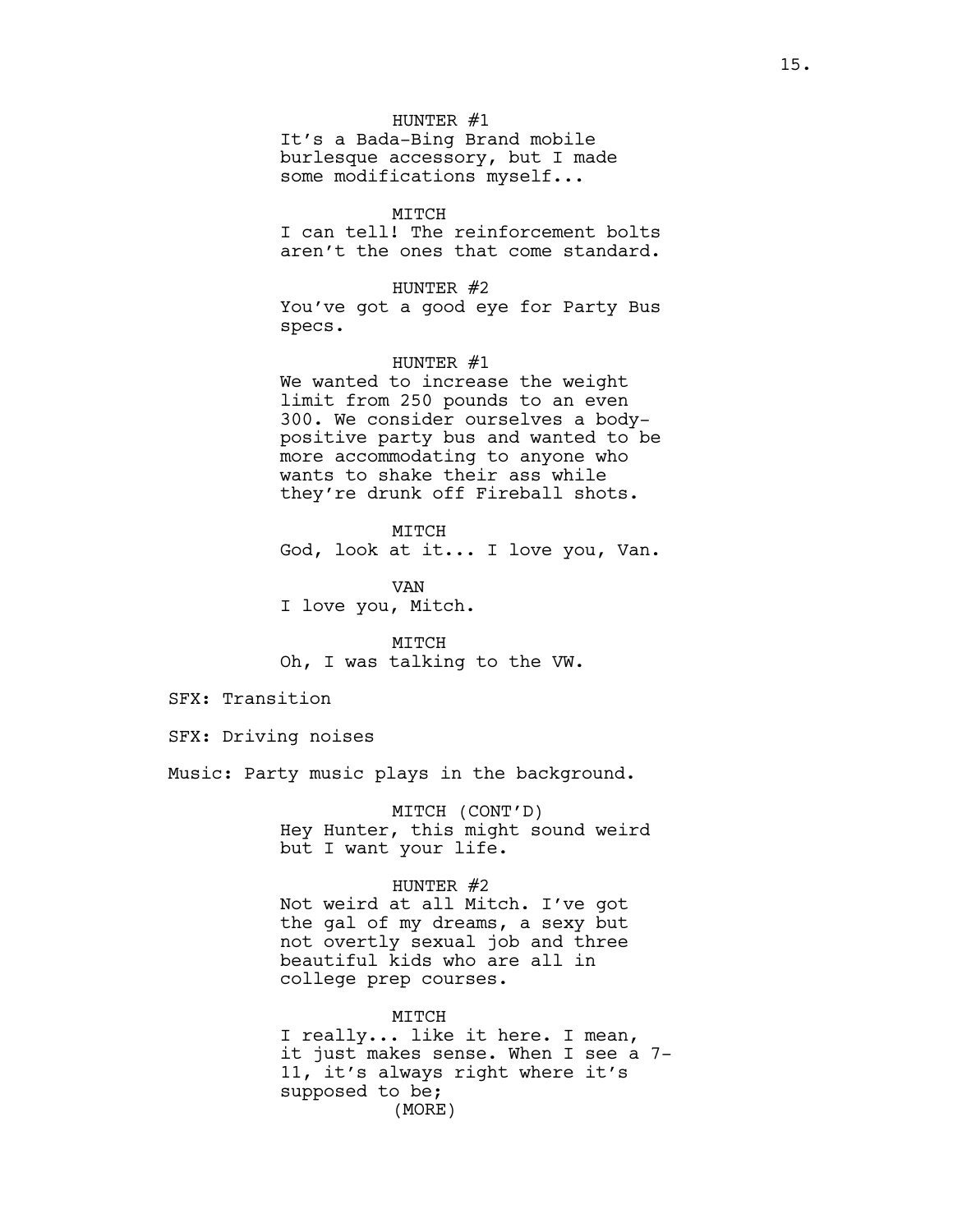HUNTER #1
It's a Bada-Bing Brand mobile burlesque accessory, but I made some modifications myself...

MITCH
I can tell! The reinforcement bolts aren't the ones that come standard.

HUNTER #2
You've got a good eye for Party Bus specs.

HUNTER #1
We wanted to increase the weight limit from 250 pounds to an even 300. We consider ourselves a body-positive party bus and wanted to be more accommodating to anyone who wants to shake their ass while they're drunk off Fireball shots.

MITCH
God, look at it... I love you, Van.

VAN
I love you, Mitch.

MITCH
Oh, I was talking to the VW.

SFX: Transition

SFX: Driving noises

Music: Party music plays in the background.

MITCH (CONT'D)
Hey Hunter, this might sound weird but I want your life.

HUNTER #2
Not weird at all Mitch. I've got the gal of my dreams, a sexy but not overtly sexual job and three beautiful kids who are all in college prep courses.

MITCH
I really... like it here. I mean, it just makes sense. When I see a 7-11, it's always right where it's supposed to be;
(MORE)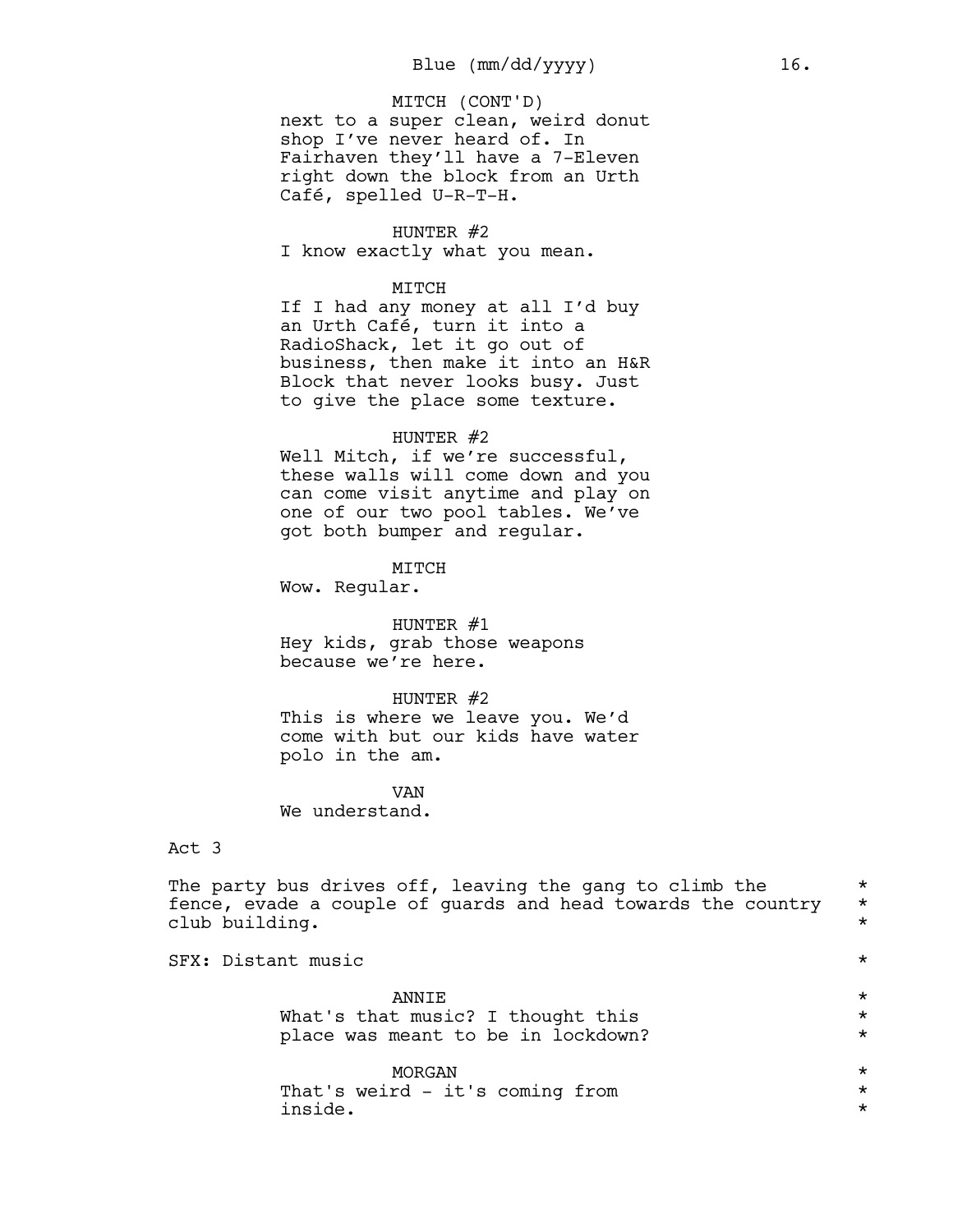MITCH (CONT'D)
next to a super clean, weird donut shop I've never heard of. In Fairhaven they'll have a 7-Eleven right down the block from an Urth Café, spelled U-R-T-H.

HUNTER #2
I know exactly what you mean.

MITCH
If I had any money at all I'd buy an Urth Café, turn it into a RadioShack, let it go out of business, then make it into an H&R Block that never looks busy. Just to give the place some texture.

HUNTER #2
Well Mitch, if we're successful, these walls will come down and you can come visit anytime and play on one of our two pool tables. We've got both bumper and regular.

MITCH
Wow. Regular.

HUNTER #1
Hey kids, grab those weapons because we're here.

HUNTER #2
This is where we leave you. We'd come with but our kids have water polo in the am.

VAN
We understand.

Act 3

The party bus drives off, leaving the gang to climb the fence, evade a couple of guards and head towards the country club building. *

SFX: Distant music *

ANNIE *
What's that music? I thought this place was meant to be in lockdown? *

MORGAN *
That's weird - it's coming from inside. *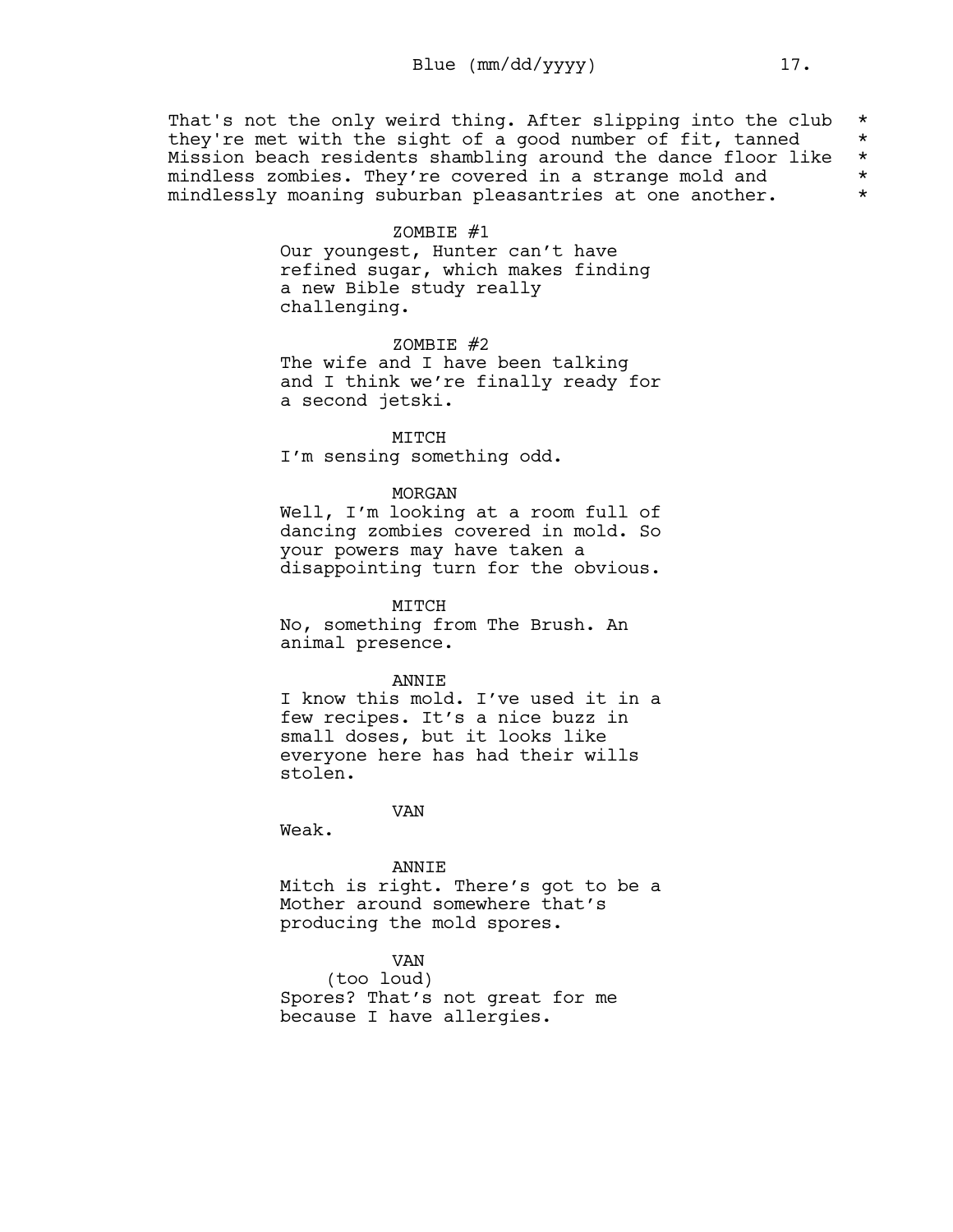That's not the only weird thing. After slipping into the club they're met with the sight of a good number of fit, tanned Mission beach residents shambling around the dance floor like mindless zombies. They're covered in a strange mold and mindlessly moaning suburban pleasantries at one another.

ZOMBIE #1
Our youngest, Hunter can't have refined sugar, which makes finding a new Bible study really challenging.

ZOMBIE #2
The wife and I have been talking and I think we're finally ready for a second jetski.

MITCH
I'm sensing something odd.

MORGAN
Well, I'm looking at a room full of dancing zombies covered in mold. So your powers may have taken a disappointing turn for the obvious.

MITCH
No, something from The Brush. An animal presence.

ANNIE
I know this mold. I've used it in a few recipes. It's a nice buzz in small doses, but it looks like everyone here has had their wills stolen.

VAN
Weak.

ANNIE
Mitch is right. There's got to be a Mother around somewhere that's producing the mold spores.

VAN
(too loud)
Spores? That's not great for me because I have allergies.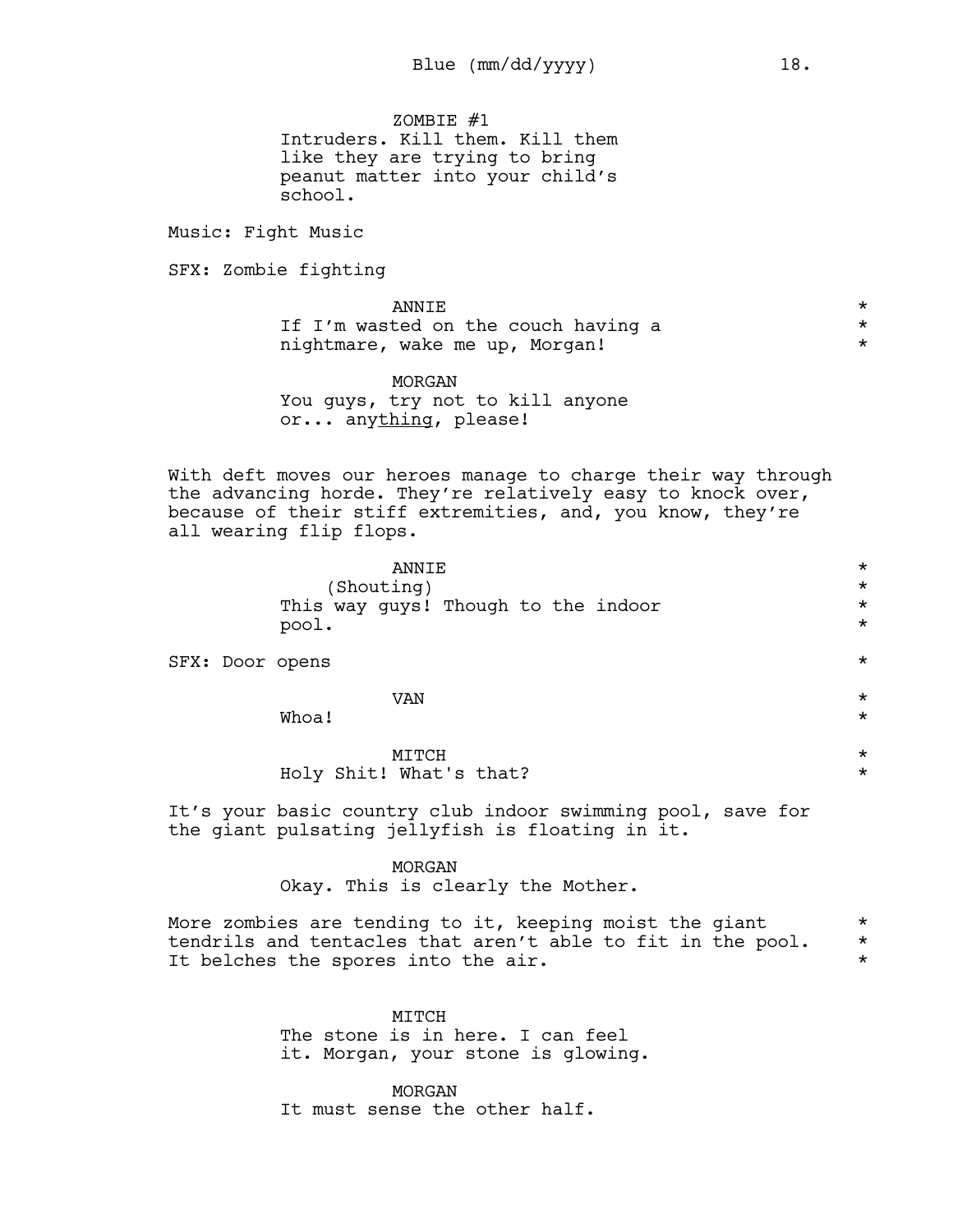ZOMBIE #1
Intruders. Kill them. Kill them like they are trying to bring peanut matter into your child's school.

Music: Fight Music

SFX: Zombie fighting

ANNIE
If I'm wasted on the couch having a nightmare, wake me up, Morgan!

MORGAN
You guys, try not to kill anyone or... any<u>thing</u>, please!

With deft moves our heroes manage to charge their way through the advancing horde. They're relatively easy to knock over, because of their stiff extremities, and, you know, they're all wearing flip flops.

ANNIE
(Shouting)
This way guys! Though to the indoor pool.

SFX: Door opens

VAN
Whoa!

MITCH
Holy Shit! What's that?

It's your basic country club indoor swimming pool, save for the giant pulsating jellyfish is floating in it.

MORGAN
Okay. This is clearly the Mother.

More zombies are tending to it, keeping moist the giant tendrils and tentacles that aren't able to fit in the pool. It belches the spores into the air.

MITCH
The stone is in here. I can feel it. Morgan, your stone is glowing.

MORGAN
It must sense the other half.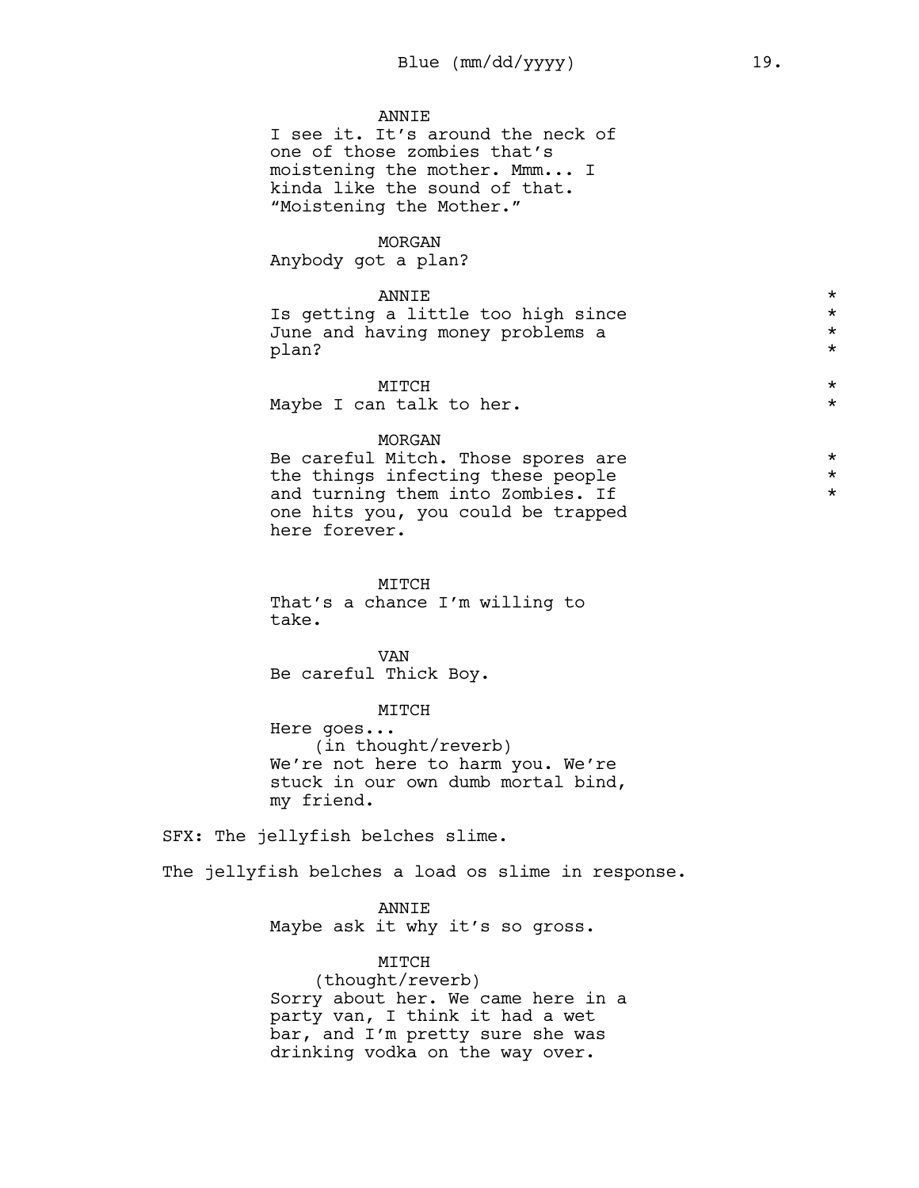ANNIE
I see it. It's around the neck of one of those zombies that's moistening the mother. Mmm... I kinda like the sound of that. "Moistening the Mother."

MORGAN
Anybody got a plan?

ANNIE *
Is getting a little too high since June and having money problems a plan? *

MITCH *
Maybe I can talk to her. *

MORGAN
Be careful Mitch. Those spores are the things infecting these people and turning them into Zombies. If one hits you, you could be trapped here forever. *

MITCH
That's a chance I'm willing to take.

VAN
Be careful Thick Boy.

MITCH
Here goes...
(in thought/reverb)
We're not here to harm you. We're stuck in our own dumb mortal bind, my friend.

SFX: The jellyfish belches slime.

The jellyfish belches a load os slime in response.

ANNIE
Maybe ask it why it's so gross.

MITCH
(thought/reverb)
Sorry about her. We came here in a party van, I think it had a wet bar, and I'm pretty sure she was drinking vodka on the way over.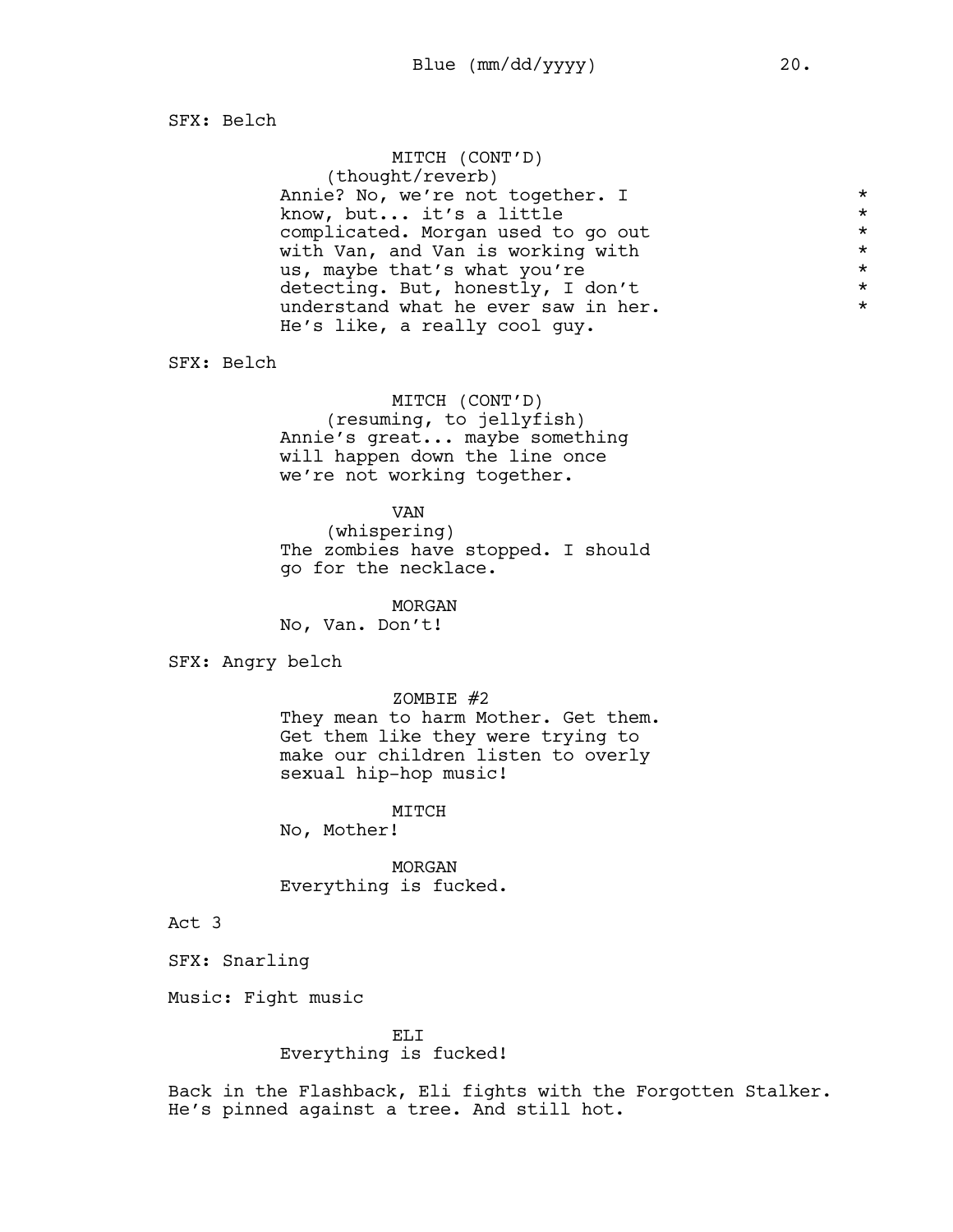SFX: Belch

MITCH (CONT'D)
(thought/reverb)
Annie? No, we're not together. I know, but... it's a little complicated. Morgan used to go out with Van, and Van is working with us, maybe that's what you're detecting. But, honestly, I don't understand what he ever saw in her. He's like, a really cool guy.

SFX: Belch

MITCH (CONT'D)
(resuming, to jellyfish)
Annie's great... maybe something will happen down the line once we're not working together.

VAN
(whispering)
The zombies have stopped. I should go for the necklace.

MORGAN
No, Van. Don't!

SFX: Angry belch

ZOMBIE #2
They mean to harm Mother. Get them. Get them like they were trying to make our children listen to overly sexual hip-hop music!

MITCH
No, Mother!

MORGAN
Everything is fucked.

Act 3

SFX: Snarling

Music: Fight music

ELI
Everything is fucked!

Back in the Flashback, Eli fights with the Forgotten Stalker. He's pinned against a tree. And still hot.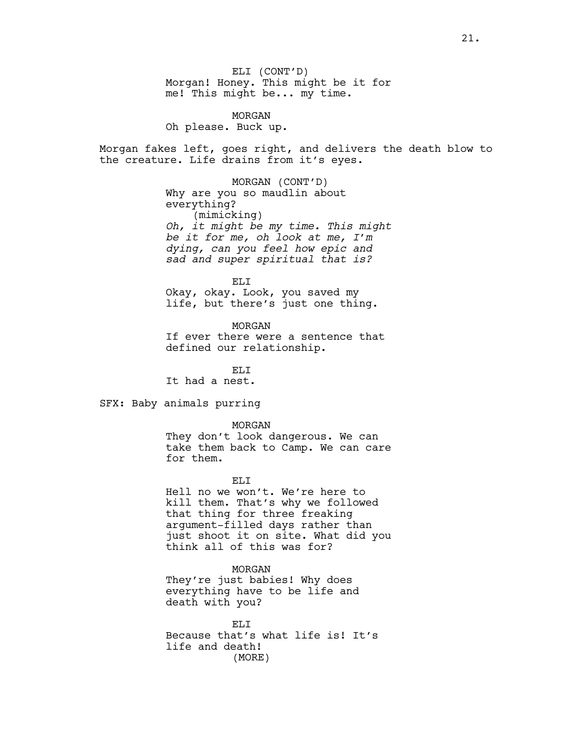ELI (CONT'D)
Morgan! Honey. This might be it for me! This might be... my time.

MORGAN
Oh please. Buck up.

Morgan fakes left, goes right, and delivers the death blow to the creature. Life drains from it's eyes.

MORGAN (CONT'D)
Why are you so maudlin about everything?
(mimicking)
*Oh, it might be my time. This might be it for me, oh look at me, I'm dying, can you feel how epic and sad and super spiritual that is?*

ELI
Okay, okay. Look, you saved my life, but there's just one thing.

MORGAN
If ever there were a sentence that defined our relationship.

ELI
It had a nest.

SFX: Baby animals purring

MORGAN
They don't look dangerous. We can take them back to Camp. We can care for them.

ELI
Hell no we won't. We're here to kill them. That's why we followed that thing for three freaking argument-filled days rather than just shoot it on site. What did you think all of this was for?

MORGAN
They're just babies! Why does everything have to be life and death with you?

ELI
Because that's what life is! It's life and death!
(MORE)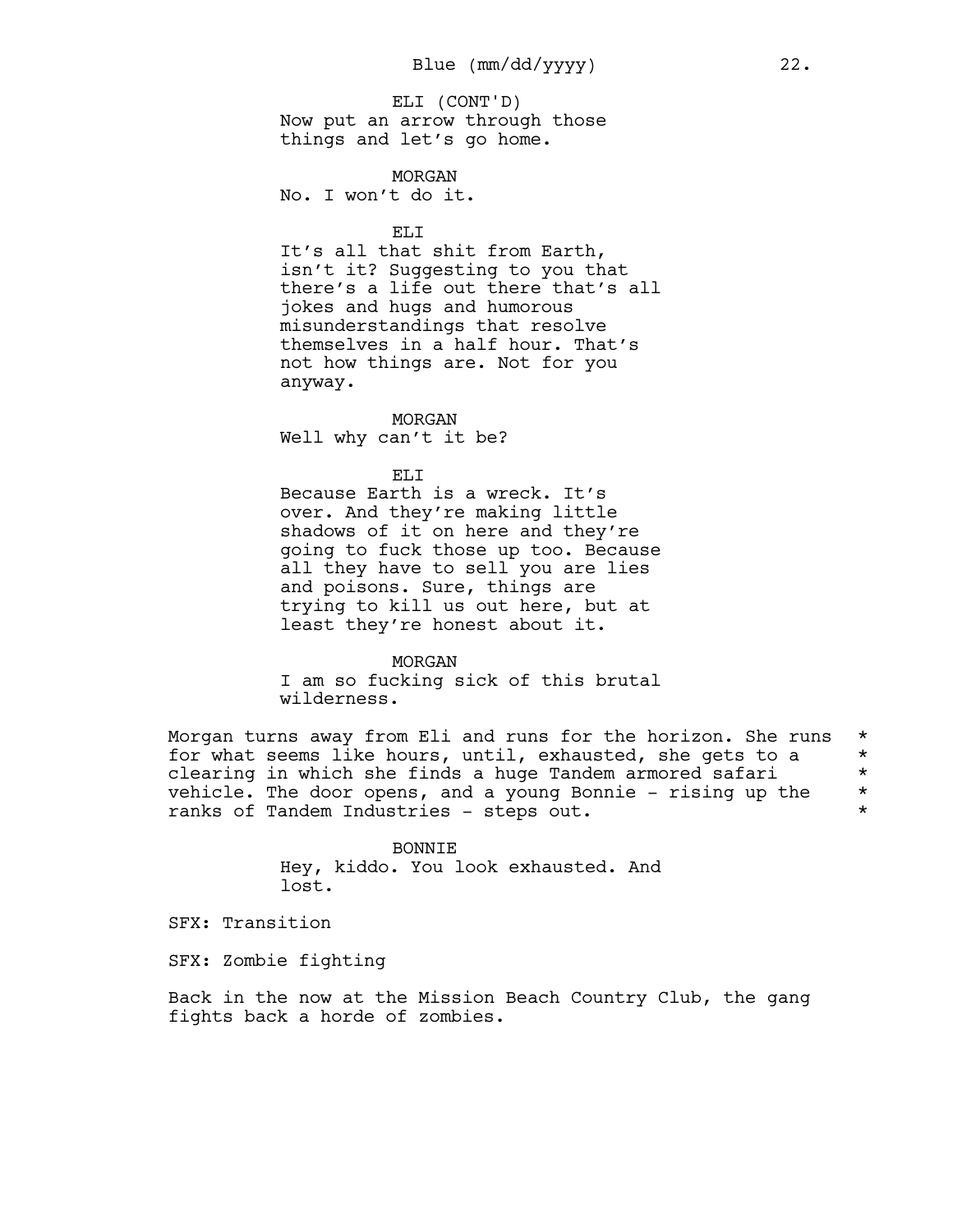ELI (CONT'D)
Now put an arrow through those things and let's go home.

MORGAN
No. I won't do it.

ELI
It's all that shit from Earth, isn't it? Suggesting to you that there's a life out there that's all jokes and hugs and humorous misunderstandings that resolve themselves in a half hour. That's not how things are. Not for you anyway.

MORGAN
Well why can't it be?

ELI
Because Earth is a wreck. It's over. And they're making little shadows of it on here and they're going to fuck those up too. Because all they have to sell you are lies and poisons. Sure, things are trying to kill us out here, but at least they're honest about it.

MORGAN
I am so fucking sick of this brutal wilderness.

Morgan turns away from Eli and runs for the horizon. She runs for what seems like hours, until, exhausted, she gets to a clearing in which she finds a huge Tandem armored safari vehicle. The door opens, and a young Bonnie - rising up the ranks of Tandem Industries - steps out. *

BONNIE
Hey, kiddo. You look exhausted. And lost.

SFX: Transition

SFX: Zombie fighting

Back in the now at the Mission Beach Country Club, the gang fights back a horde of zombies.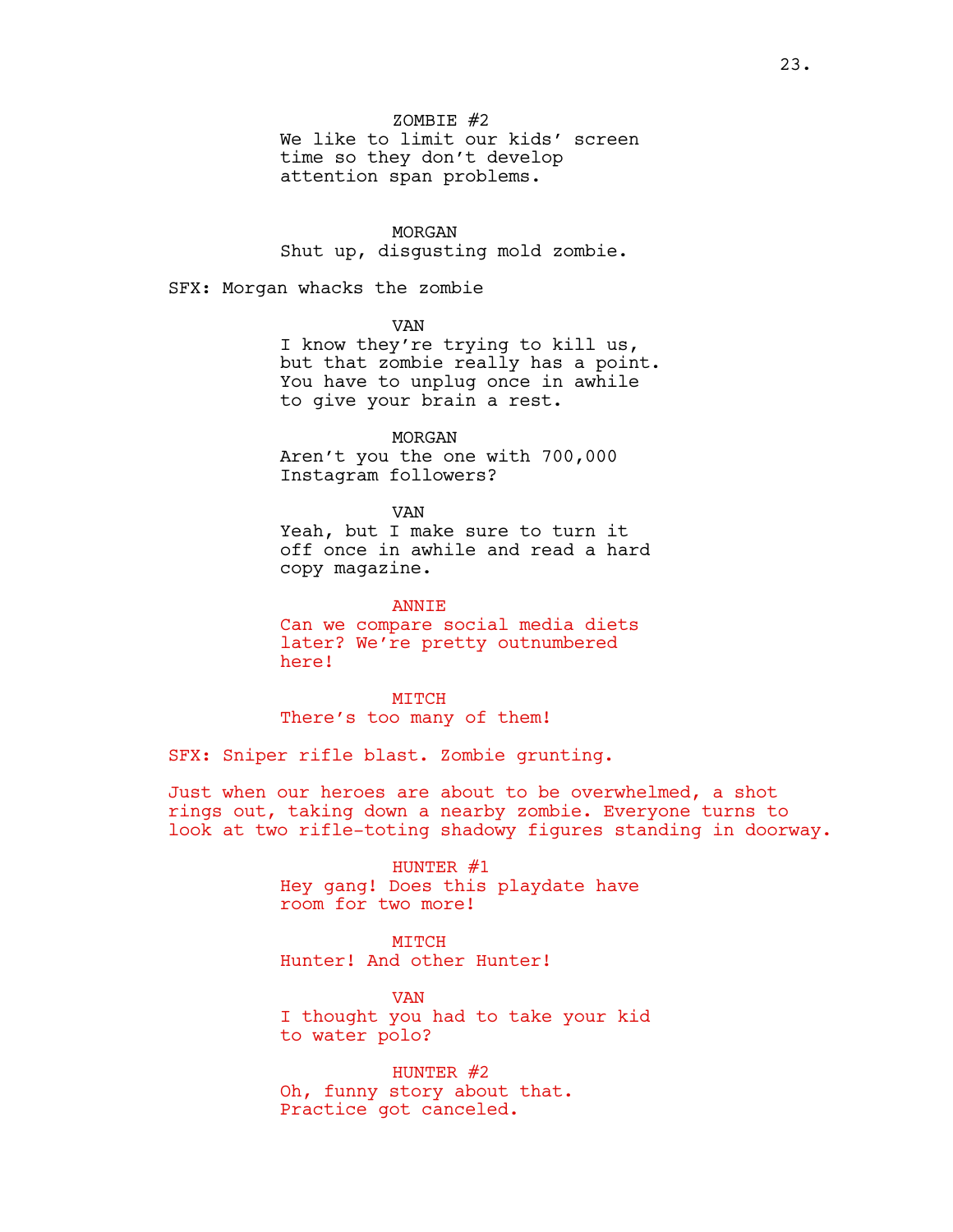ZOMBIE #2
We like to limit our kids' screen time so they don't develop attention span problems.

MORGAN
Shut up, disgusting mold zombie.

SFX: Morgan whacks the zombie

VAN
I know they're trying to kill us, but that zombie really has a point. You have to unplug once in awhile to give your brain a rest.

MORGAN
Aren't you the one with 700,000 Instagram followers?

VAN
Yeah, but I make sure to turn it off once in awhile and read a hard copy magazine.

ANNIE
Can we compare social media diets later? We're pretty outnumbered here!

MITCH
There's too many of them!

SFX: Sniper rifle blast. Zombie grunting.

Just when our heroes are about to be overwhelmed, a shot rings out, taking down a nearby zombie. Everyone turns to look at two rifle-toting shadowy figures standing in doorway.

HUNTER #1
Hey gang! Does this playdate have room for two more!

MITCH
Hunter! And other Hunter!

VAN
I thought you had to take your kid to water polo?

HUNTER #2
Oh, funny story about that. Practice got canceled.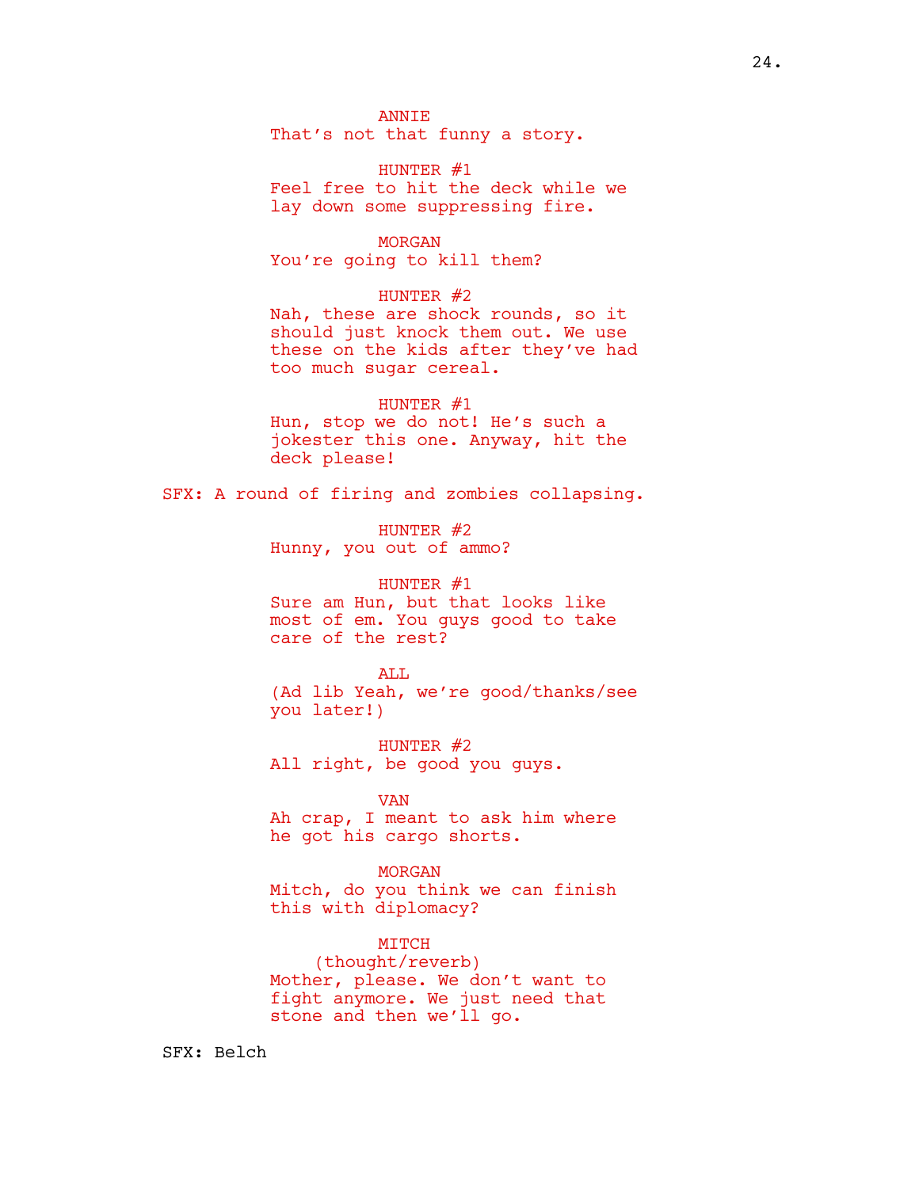ANNIE
That's not that funny a story.

HUNTER #1
Feel free to hit the deck while we lay down some suppressing fire.

MORGAN
You're going to kill them?

HUNTER #2
Nah, these are shock rounds, so it should just knock them out. We use these on the kids after they've had too much sugar cereal.

HUNTER #1
Hun, stop we do not! He's such a jokester this one. Anyway, hit the deck please!

SFX: A round of firing and zombies collapsing.

HUNTER #2
Hunny, you out of ammo?

HUNTER #1
Sure am Hun, but that looks like most of em. You guys good to take care of the rest?

ALL
(Ad lib Yeah, we're good/thanks/see you later!)

HUNTER #2
All right, be good you guys.

VAN
Ah crap, I meant to ask him where he got his cargo shorts.

MORGAN
Mitch, do you think we can finish this with diplomacy?

MITCH
(thought/reverb)
Mother, please. We don't want to fight anymore. We just need that stone and then we'll go.

SFX: Belch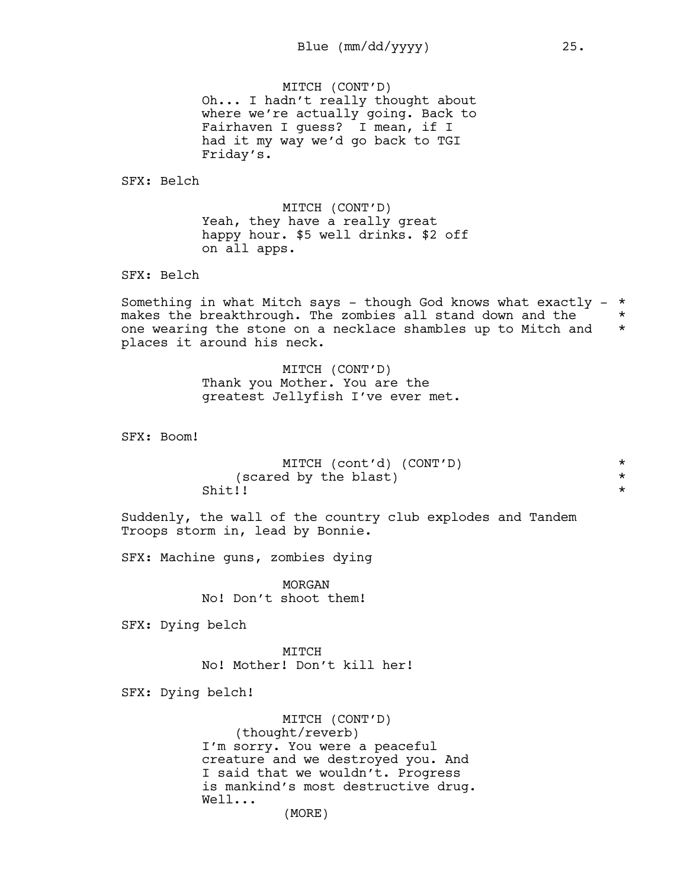MITCH (CONT'D)
Oh... I hadn't really thought about where we're actually going. Back to Fairhaven I guess? I mean, if I had it my way we'd go back to TGI Friday's.

SFX: Belch

MITCH (CONT'D)
Yeah, they have a really great happy hour. $5 well drinks. $2 off on all apps.

SFX: Belch

Something in what Mitch says - though God knows what exactly - makes the breakthrough. The zombies all stand down and the one wearing the stone on a necklace shambles up to Mitch and places it around his neck. *

MITCH (CONT'D)
Thank you Mother. You are the greatest Jellyfish I've ever met.

SFX: Boom!

MITCH (cont'd) (CONT'D)
(scared by the blast)
Shit!! *

Suddenly, the wall of the country club explodes and Tandem Troops storm in, lead by Bonnie.

SFX: Machine guns, zombies dying

MORGAN
No! Don't shoot them!

SFX: Dying belch

MITCH
No! Mother! Don't kill her!

SFX: Dying belch!

MITCH (CONT'D)
(thought/reverb)
I'm sorry. You were a peaceful creature and we destroyed you. And I said that we wouldn't. Progress is mankind's most destructive drug. Well...
(MORE)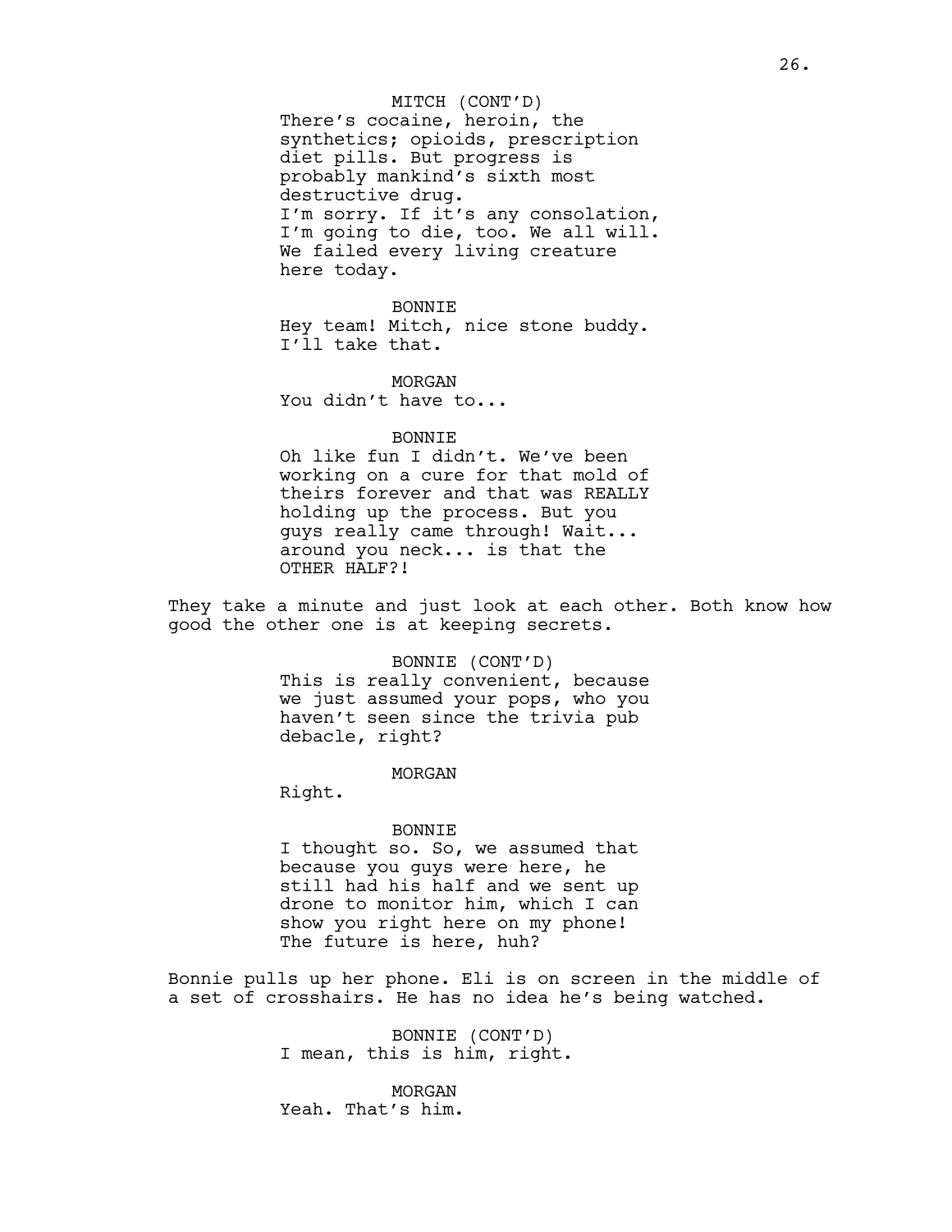MITCH (CONT'D)
There's cocaine, heroin, the synthetics; opioids, prescription diet pills. But progress is probably mankind's sixth most destructive drug.
I'm sorry. If it's any consolation, I'm going to die, too. We all will. We failed every living creature here today.

BONNIE
Hey team! Mitch, nice stone buddy. I'll take that.

MORGAN
You didn't have to...

BONNIE
Oh like fun I didn't. We've been working on a cure for that mold of theirs forever and that was REALLY holding up the process. But you guys really came through! Wait... around you neck... is that the OTHER HALF?!

They take a minute and just look at each other. Both know how good the other one is at keeping secrets.

BONNIE (CONT'D)
This is really convenient, because we just assumed your pops, who you haven't seen since the trivia pub debacle, right?

MORGAN
Right.

BONNIE
I thought so. So, we assumed that because you guys were here, he still had his half and we sent up drone to monitor him, which I can show you right here on my phone! The future is here, huh?

Bonnie pulls up her phone. Eli is on screen in the middle of a set of crosshairs. He has no idea he's being watched.

BONNIE (CONT'D)
I mean, this is him, right.

MORGAN
Yeah. That's him.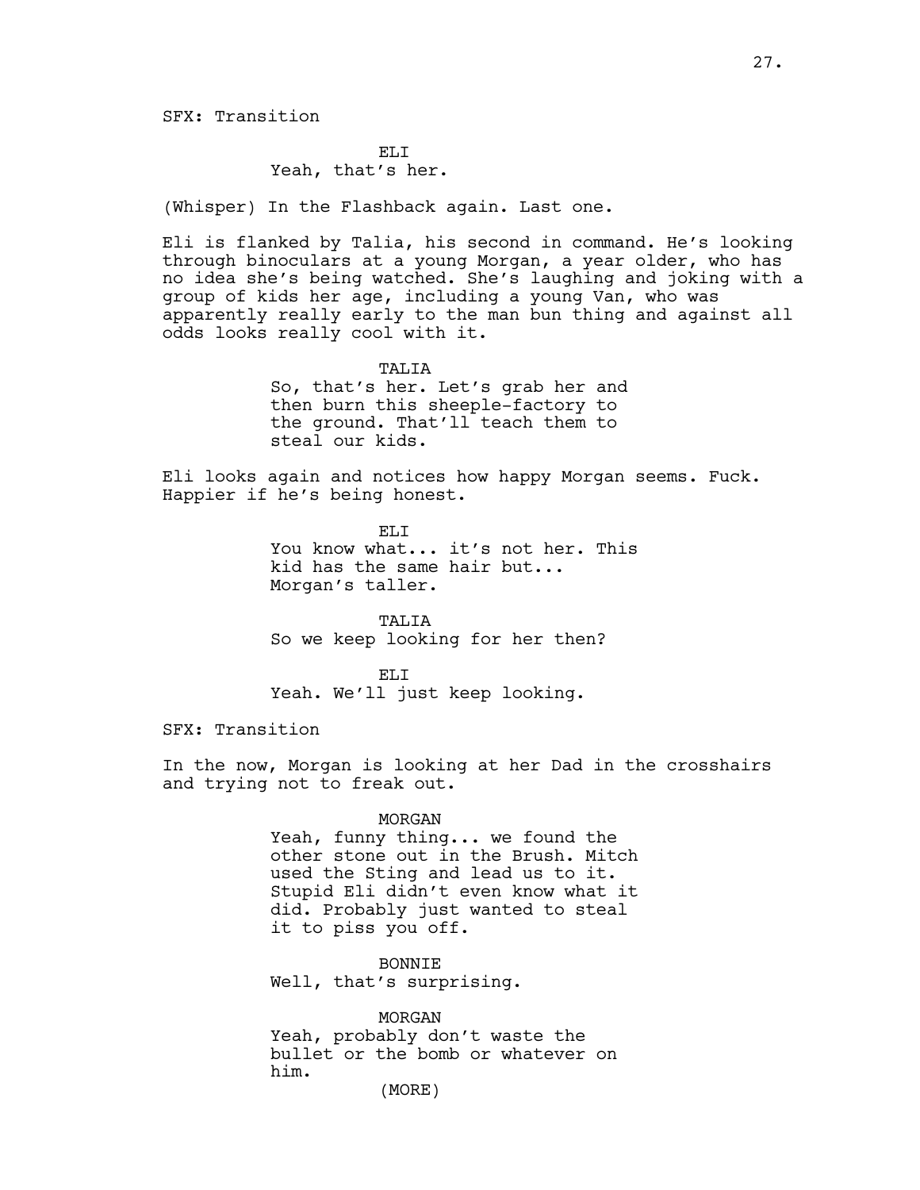SFX: Transition

ELI
Yeah, that's her.

(Whisper) In the Flashback again. Last one.

Eli is flanked by Talia, his second in command. He's looking through binoculars at a young Morgan, a year older, who has no idea she's being watched. She's laughing and joking with a group of kids her age, including a young Van, who was apparently really early to the man bun thing and against all odds looks really cool with it.

TALIA
So, that's her. Let's grab her and then burn this sheeple-factory to the ground. That'll teach them to steal our kids.

Eli looks again and notices how happy Morgan seems. Fuck. Happier if he's being honest.

ELI
You know what... it's not her. This kid has the same hair but... Morgan's taller.

TALIA
So we keep looking for her then?

ELI
Yeah. We'll just keep looking.

SFX: Transition

In the now, Morgan is looking at her Dad in the crosshairs and trying not to freak out.

MORGAN
Yeah, funny thing... we found the other stone out in the Brush. Mitch used the Sting and lead us to it. Stupid Eli didn't even know what it did. Probably just wanted to steal it to piss you off.

BONNIE
Well, that's surprising.

MORGAN
Yeah, probably don't waste the bullet or the bomb or whatever on him.
(MORE)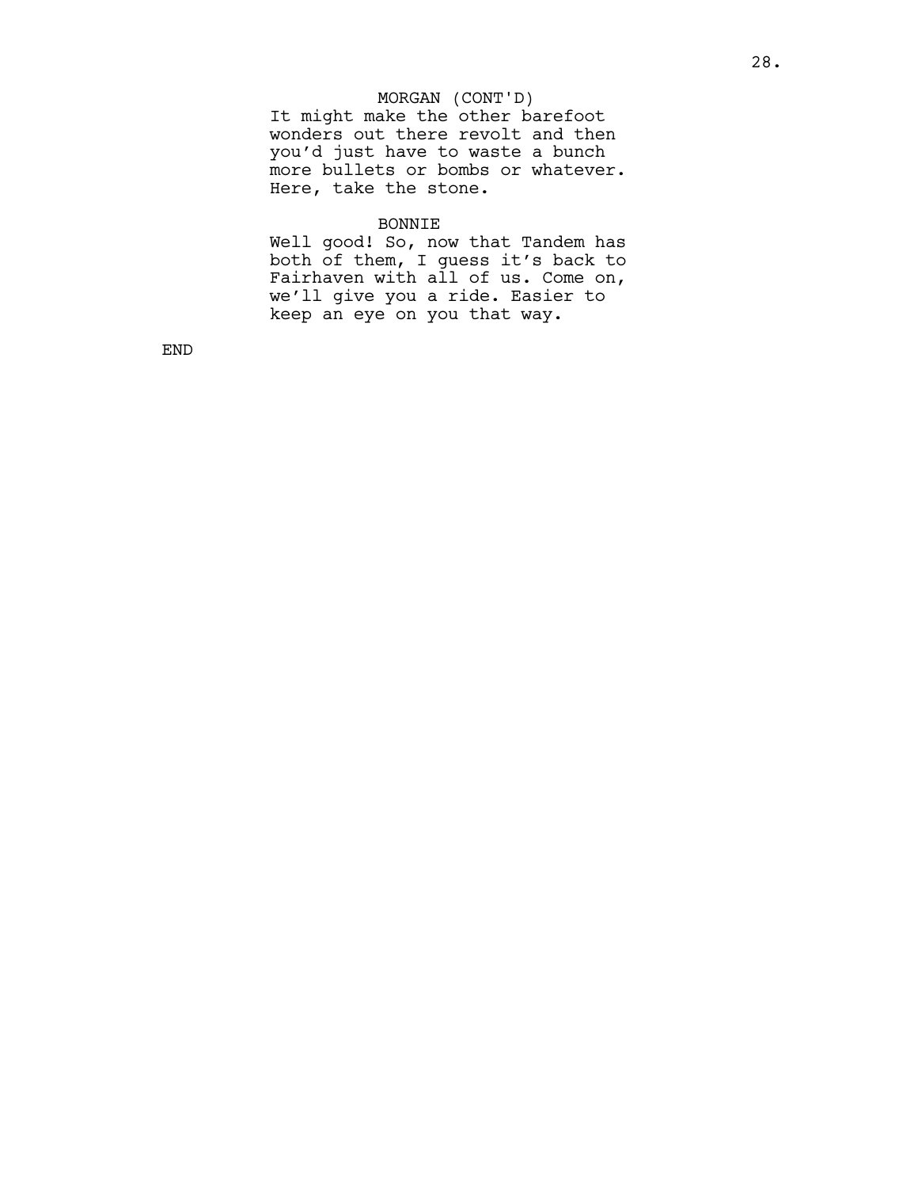MORGAN (CONT'D)
It might make the other barefoot wonders out there revolt and then you'd just have to waste a bunch more bullets or bombs or whatever. Here, take the stone.

BONNIE
Well good! So, now that Tandem has both of them, I guess it's back to Fairhaven with all of us. Come on, we'll give you a ride. Easier to keep an eye on you that way.

END